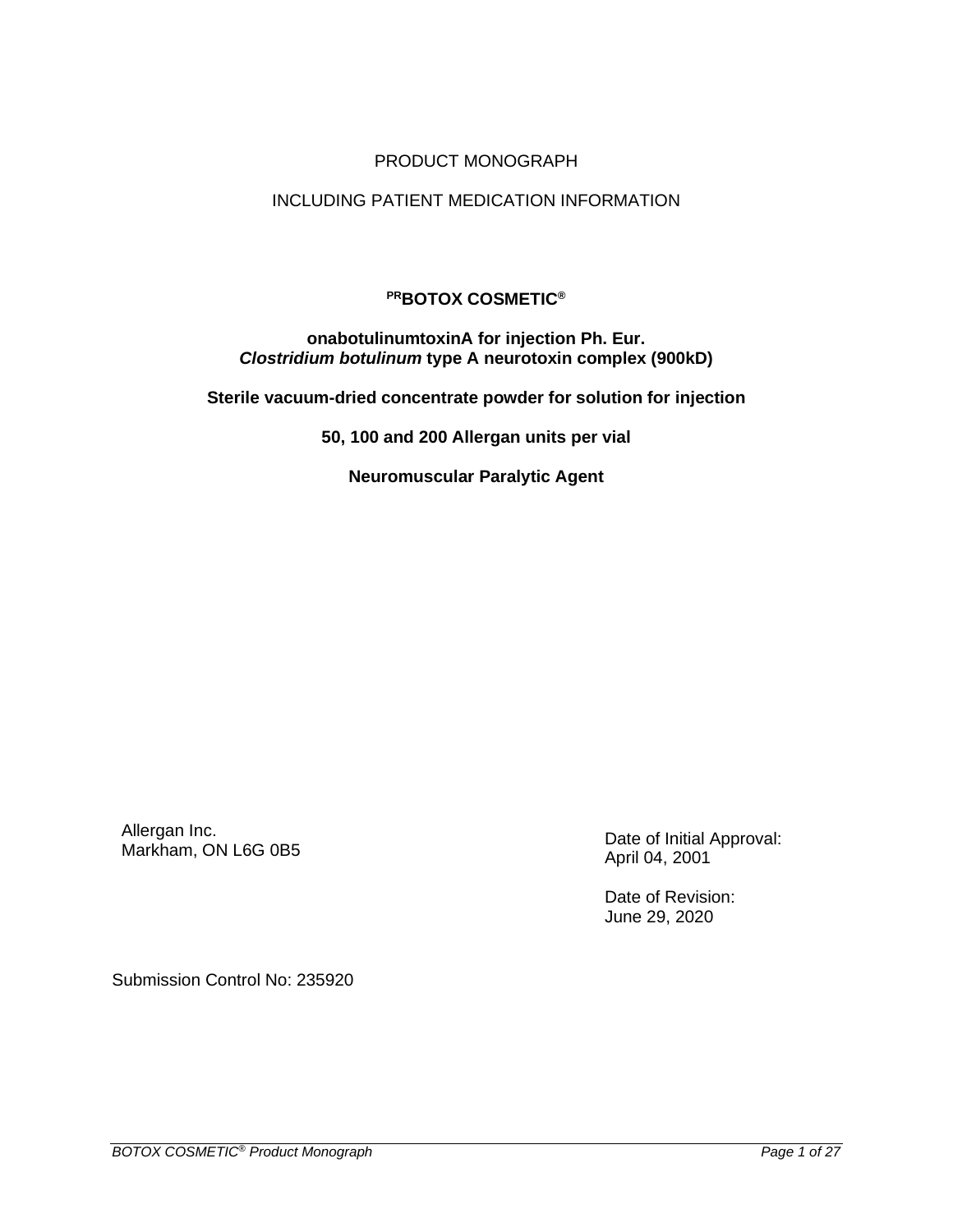PRODUCT MONOGRAPH

INCLUDING PATIENT MEDICATION INFORMATION

**PRBOTOX COSMETIC®**

**onabotulinumtoxinA for injection Ph. Eur.**
***Clostridium botulinum* type A neurotoxin complex (900kD)**

**Sterile vacuum-dried concentrate powder for solution for injection**

**50, 100 and 200 Allergan units per vial**

**Neuromuscular Paralytic Agent**

Allergan Inc.
Markham, ON L6G 0B5

Date of Initial Approval:
April 04, 2001

Date of Revision:
June 29, 2020

Submission Control No: 235920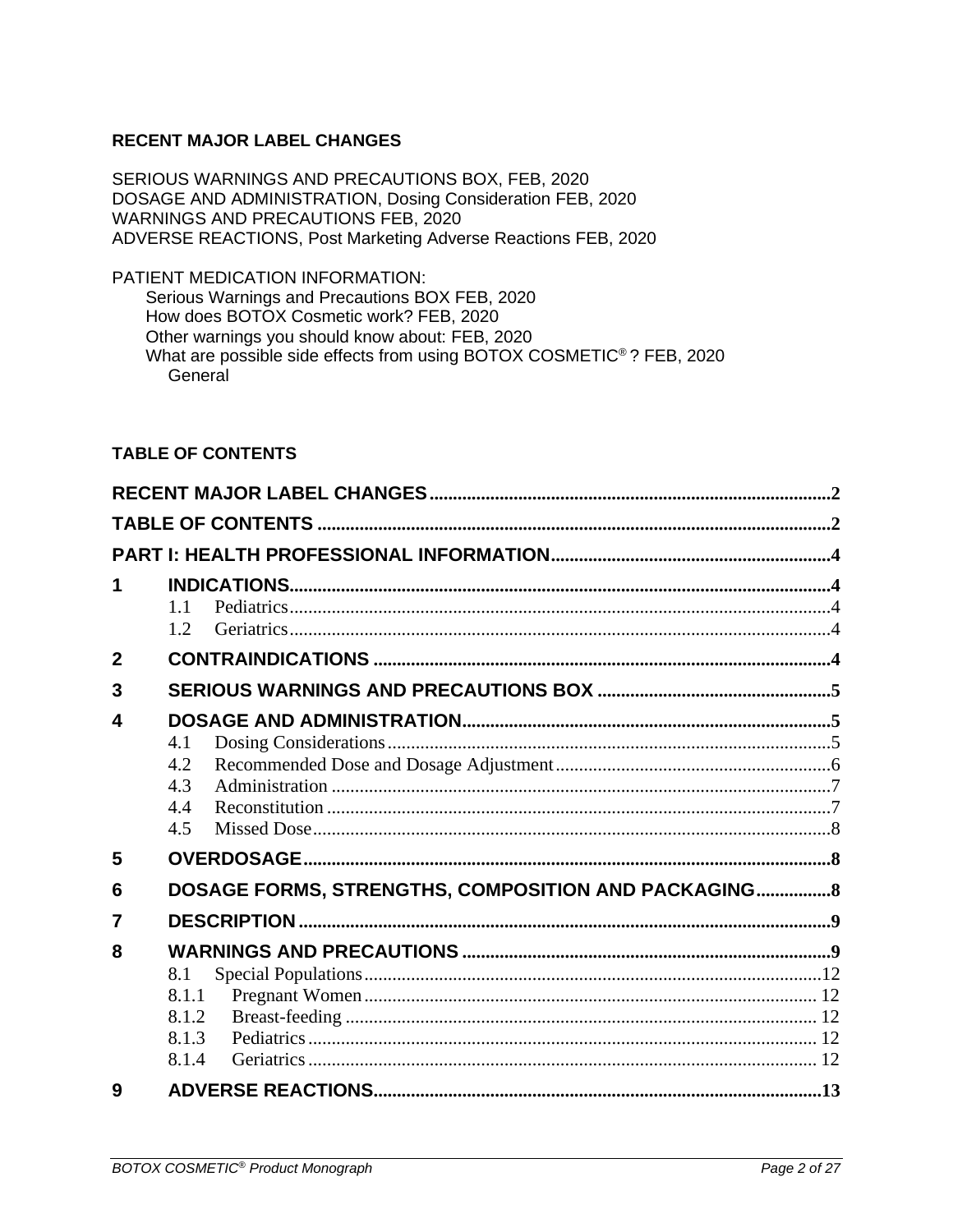## RECENT MAJOR LABEL CHANGES

SERIOUS WARNINGS AND PRECAUTIONS BOX, FEB, 2020
DOSAGE AND ADMINISTRATION, Dosing Consideration FEB, 2020
WARNINGS AND PRECAUTIONS FEB, 2020
ADVERSE REACTIONS, Post Marketing Adverse Reactions FEB, 2020

PATIENT MEDICATION INFORMATION:
- Serious Warnings and Precautions BOX FEB, 2020
- How does BOTOX Cosmetic work? FEB, 2020
- Other warnings you should know about: FEB, 2020
- What are possible side effects from using BOTOX COSMETIC® ? FEB, 2020
  - General

## TABLE OF CONTENTS

**RECENT MAJOR LABEL CHANGES** ..... 2

**TABLE OF CONTENTS** ..... 2

**PART I: HEALTH PROFESSIONAL INFORMATION** ..... 4

**1 INDICATIONS** ..... 4
- 1.1 Pediatrics ..... 4
- 1.2 Geriatrics ..... 4

**2 CONTRAINDICATIONS** ..... 4

**3 SERIOUS WARNINGS AND PRECAUTIONS BOX** ..... 5

**4 DOSAGE AND ADMINISTRATION** ..... 5
- 4.1 Dosing Considerations ..... 5
- 4.2 Recommended Dose and Dosage Adjustment ..... 6
- 4.3 Administration ..... 7
- 4.4 Reconstitution ..... 7
- 4.5 Missed Dose ..... 8

**5 OVERDOSAGE** ..... 8

**6 DOSAGE FORMS, STRENGTHS, COMPOSITION AND PACKAGING** ..... 8

**7 DESCRIPTION** ..... 9

**8 WARNINGS AND PRECAUTIONS** ..... 9
- 8.1 Special Populations ..... 12
- 8.1.1 Pregnant Women ..... 12
- 8.1.2 Breast-feeding ..... 12
- 8.1.3 Pediatrics ..... 12
- 8.1.4 Geriatrics ..... 12

**9 ADVERSE REACTIONS** ..... 13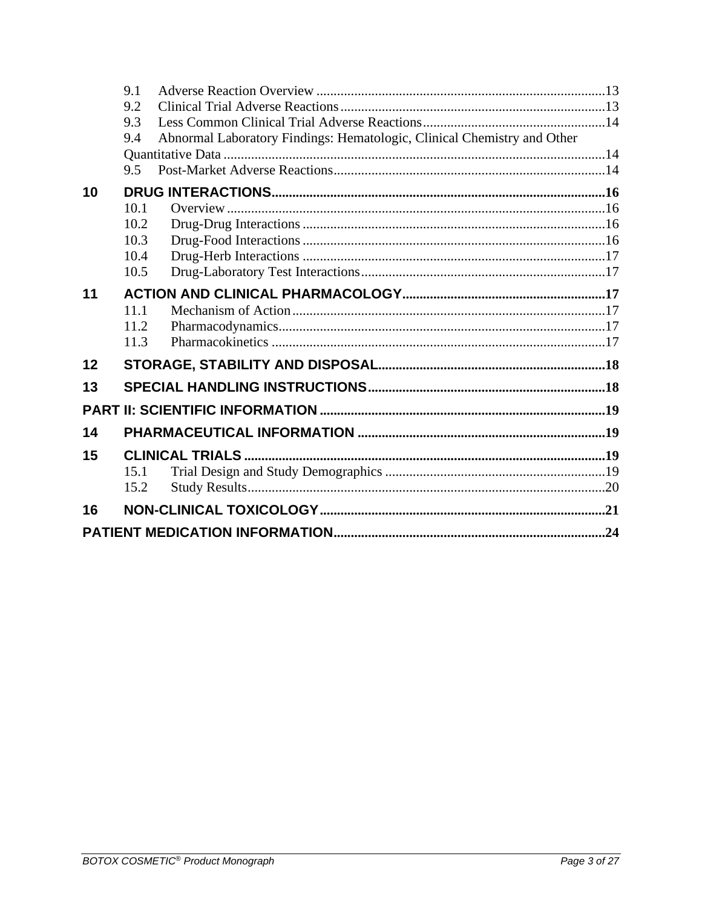9.1 Adverse Reaction Overview ....................................................................................13
9.2 Clinical Trial Adverse Reactions .............................................................................13
9.3 Less Common Clinical Trial Adverse Reactions.....................................................14
9.4 Abnormal Laboratory Findings: Hematologic, Clinical Chemistry and Other Quantitative Data ...............................................................................................................14
9.5 Post-Market Adverse Reactions...............................................................................14

**10 DRUG INTERACTIONS.................................................................................................16**

10.1 Overview ..............................................................................................................16
10.2 Drug-Drug Interactions ........................................................................................16
10.3 Drug-Food Interactions ........................................................................................16
10.4 Drug-Herb Interactions ........................................................................................17
10.5 Drug-Laboratory Test Interactions.......................................................................17

**11 ACTION AND CLINICAL PHARMACOLOGY...........................................................17**

11.1 Mechanism of Action...........................................................................................17
11.2 Pharmacodynamics...............................................................................................17
11.3 Pharmacokinetics .................................................................................................17

**12 STORAGE, STABILITY AND DISPOSAL.................................................................18**

**13 SPECIAL HANDLING INSTRUCTIONS.....................................................................18**

**PART II: SCIENTIFIC INFORMATION ...................................................................................19**

**14 PHARMACEUTICAL INFORMATION .......................................................................19**

**15 CLINICAL TRIALS ........................................................................................................19**

15.1 Trial Design and Study Demographics ................................................................19
15.2 Study Results........................................................................................................20

**16 NON-CLINICAL TOXICOLOGY..................................................................................21**

**PATIENT MEDICATION INFORMATION..............................................................................24**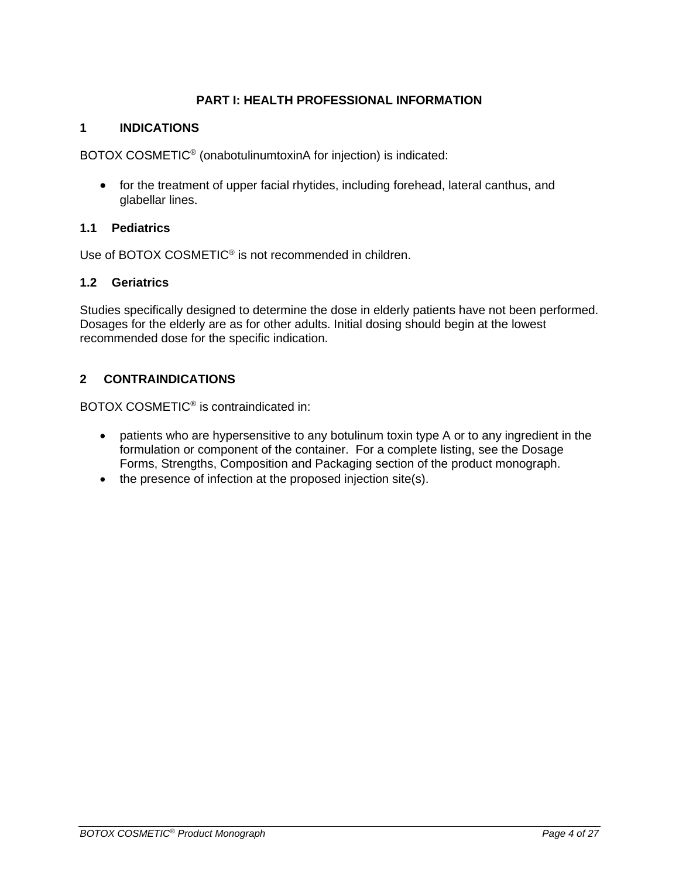# PART I: HEALTH PROFESSIONAL INFORMATION

## 1 INDICATIONS

BOTOX COSMETIC® (onabotulinumtoxinA for injection) is indicated:

- for the treatment of upper facial rhytides, including forehead, lateral canthus, and glabellar lines.

### 1.1 Pediatrics

Use of BOTOX COSMETIC® is not recommended in children.

### 1.2 Geriatrics

Studies specifically designed to determine the dose in elderly patients have not been performed. Dosages for the elderly are as for other adults. Initial dosing should begin at the lowest recommended dose for the specific indication.

## 2 CONTRAINDICATIONS

BOTOX COSMETIC® is contraindicated in:

- patients who are hypersensitive to any botulinum toxin type A or to any ingredient in the formulation or component of the container. For a complete listing, see the Dosage Forms, Strengths, Composition and Packaging section of the product monograph.
- the presence of infection at the proposed injection site(s).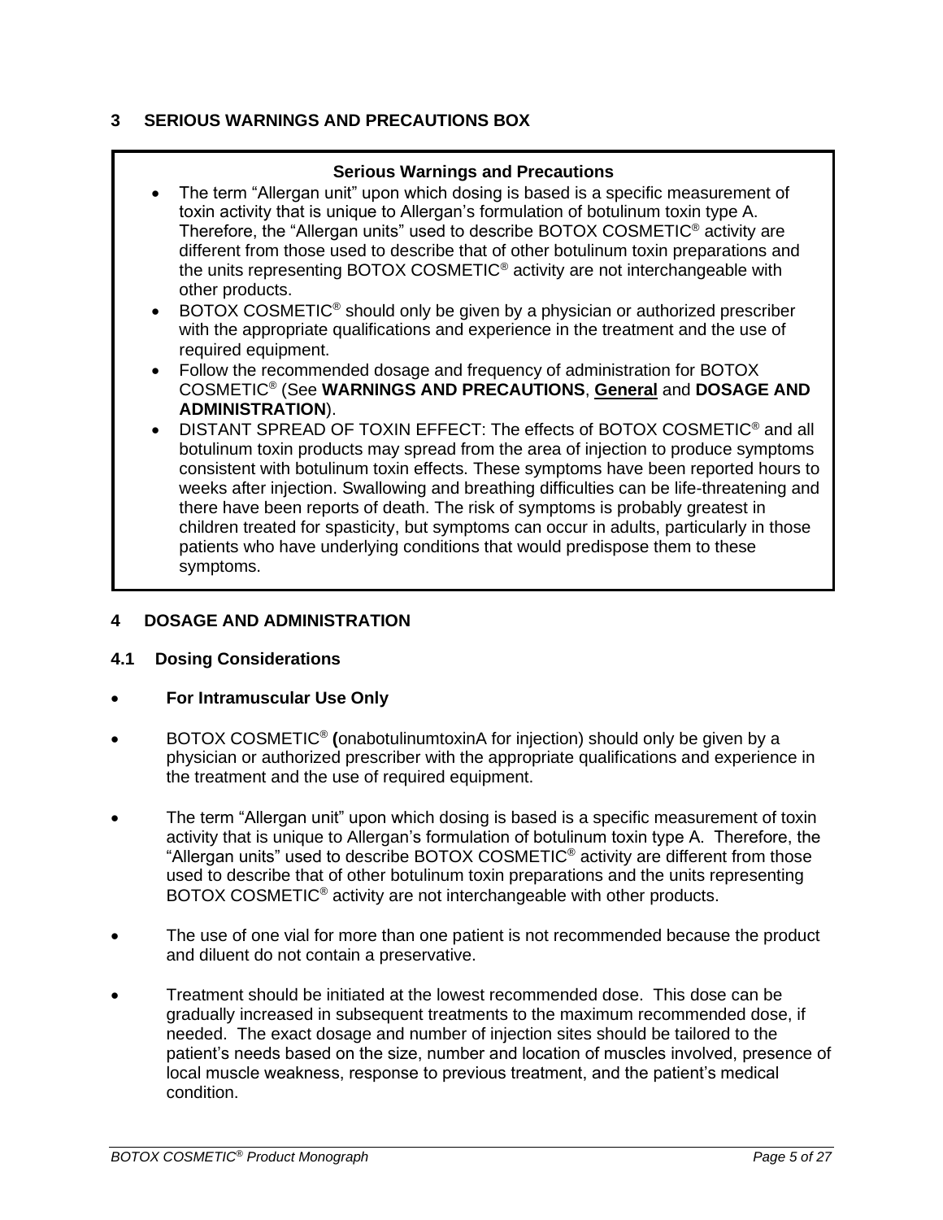## 3 SERIOUS WARNINGS AND PRECAUTIONS BOX

**Serious Warnings and Precautions**

- The term “Allergan unit” upon which dosing is based is a specific measurement of toxin activity that is unique to Allergan’s formulation of botulinum toxin type A. Therefore, the “Allergan units” used to describe BOTOX COSMETIC® activity are different from those used to describe that of other botulinum toxin preparations and the units representing BOTOX COSMETIC® activity are not interchangeable with other products.
- BOTOX COSMETIC® should only be given by a physician or authorized prescriber with the appropriate qualifications and experience in the treatment and the use of required equipment.
- Follow the recommended dosage and frequency of administration for BOTOX COSMETIC® (See **WARNINGS AND PRECAUTIONS**, **General** and **DOSAGE AND ADMINISTRATION**).
- DISTANT SPREAD OF TOXIN EFFECT: The effects of BOTOX COSMETIC® and all botulinum toxin products may spread from the area of injection to produce symptoms consistent with botulinum toxin effects. These symptoms have been reported hours to weeks after injection. Swallowing and breathing difficulties can be life-threatening and there have been reports of death. The risk of symptoms is probably greatest in children treated for spasticity, but symptoms can occur in adults, particularly in those patients who have underlying conditions that would predispose them to these symptoms.

## 4 DOSAGE AND ADMINISTRATION

### 4.1 Dosing Considerations

- **For Intramuscular Use Only**
- BOTOX COSMETIC® **(**onabotulinumtoxinA for injection) should only be given by a physician or authorized prescriber with the appropriate qualifications and experience in the treatment and the use of required equipment.
- The term “Allergan unit” upon which dosing is based is a specific measurement of toxin activity that is unique to Allergan’s formulation of botulinum toxin type A. Therefore, the “Allergan units” used to describe BOTOX COSMETIC® activity are different from those used to describe that of other botulinum toxin preparations and the units representing BOTOX COSMETIC® activity are not interchangeable with other products.
- The use of one vial for more than one patient is not recommended because the product and diluent do not contain a preservative.
- Treatment should be initiated at the lowest recommended dose. This dose can be gradually increased in subsequent treatments to the maximum recommended dose, if needed. The exact dosage and number of injection sites should be tailored to the patient’s needs based on the size, number and location of muscles involved, presence of local muscle weakness, response to previous treatment, and the patient’s medical condition.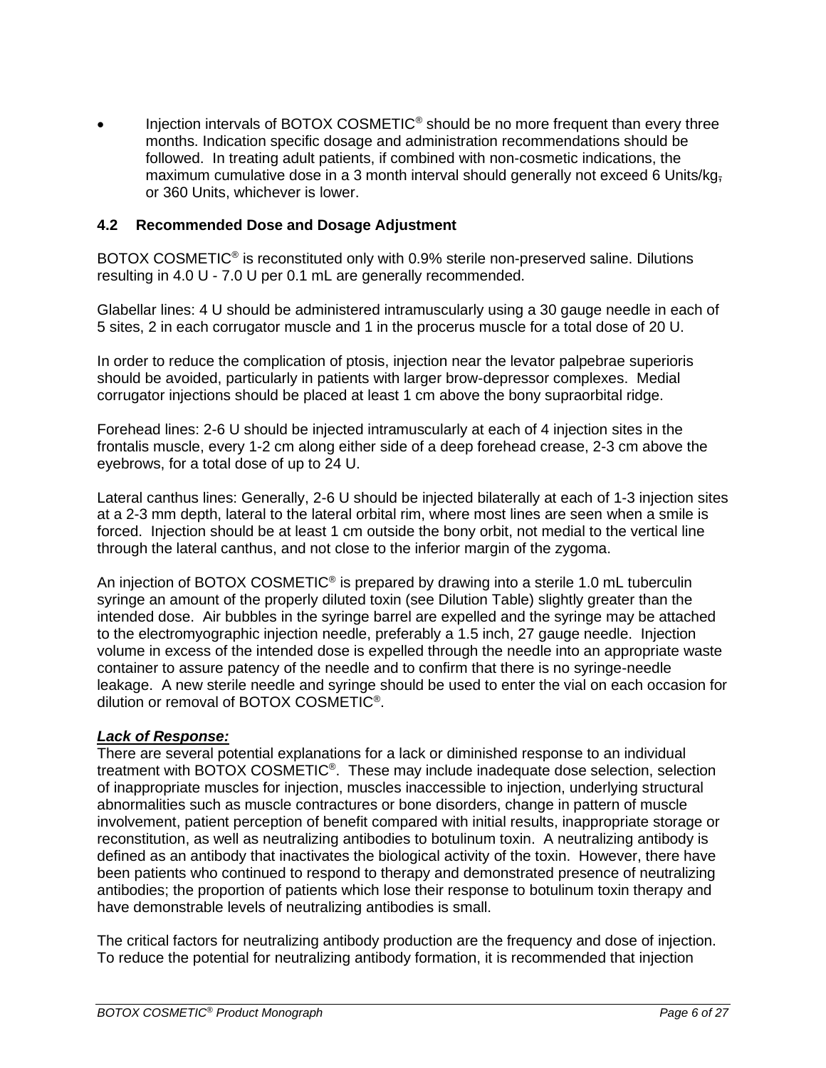- Injection intervals of BOTOX COSMETIC® should be no more frequent than every three months. Indication specific dosage and administration recommendations should be followed. In treating adult patients, if combined with non-cosmetic indications, the maximum cumulative dose in a 3 month interval should generally not exceed 6 Units/kg, or 360 Units, whichever is lower.

### 4.2 Recommended Dose and Dosage Adjustment

BOTOX COSMETIC® is reconstituted only with 0.9% sterile non-preserved saline. Dilutions resulting in 4.0 U - 7.0 U per 0.1 mL are generally recommended.

Glabellar lines: 4 U should be administered intramuscularly using a 30 gauge needle in each of 5 sites, 2 in each corrugator muscle and 1 in the procerus muscle for a total dose of 20 U.

In order to reduce the complication of ptosis, injection near the levator palpebrae superioris should be avoided, particularly in patients with larger brow-depressor complexes. Medial corrugator injections should be placed at least 1 cm above the bony supraorbital ridge.

Forehead lines: 2-6 U should be injected intramuscularly at each of 4 injection sites in the frontalis muscle, every 1-2 cm along either side of a deep forehead crease, 2-3 cm above the eyebrows, for a total dose of up to 24 U.

Lateral canthus lines: Generally, 2-6 U should be injected bilaterally at each of 1-3 injection sites at a 2-3 mm depth, lateral to the lateral orbital rim, where most lines are seen when a smile is forced. Injection should be at least 1 cm outside the bony orbit, not medial to the vertical line through the lateral canthus, and not close to the inferior margin of the zygoma.

An injection of BOTOX COSMETIC® is prepared by drawing into a sterile 1.0 mL tuberculin syringe an amount of the properly diluted toxin (see Dilution Table) slightly greater than the intended dose. Air bubbles in the syringe barrel are expelled and the syringe may be attached to the electromyographic injection needle, preferably a 1.5 inch, 27 gauge needle. Injection volume in excess of the intended dose is expelled through the needle into an appropriate waste container to assure patency of the needle and to confirm that there is no syringe-needle leakage. A new sterile needle and syringe should be used to enter the vial on each occasion for dilution or removal of BOTOX COSMETIC®.

***Lack of Response:***

There are several potential explanations for a lack or diminished response to an individual treatment with BOTOX COSMETIC®. These may include inadequate dose selection, selection of inappropriate muscles for injection, muscles inaccessible to injection, underlying structural abnormalities such as muscle contractures or bone disorders, change in pattern of muscle involvement, patient perception of benefit compared with initial results, inappropriate storage or reconstitution, as well as neutralizing antibodies to botulinum toxin. A neutralizing antibody is defined as an antibody that inactivates the biological activity of the toxin. However, there have been patients who continued to respond to therapy and demonstrated presence of neutralizing antibodies; the proportion of patients which lose their response to botulinum toxin therapy and have demonstrable levels of neutralizing antibodies is small.

The critical factors for neutralizing antibody production are the frequency and dose of injection. To reduce the potential for neutralizing antibody formation, it is recommended that injection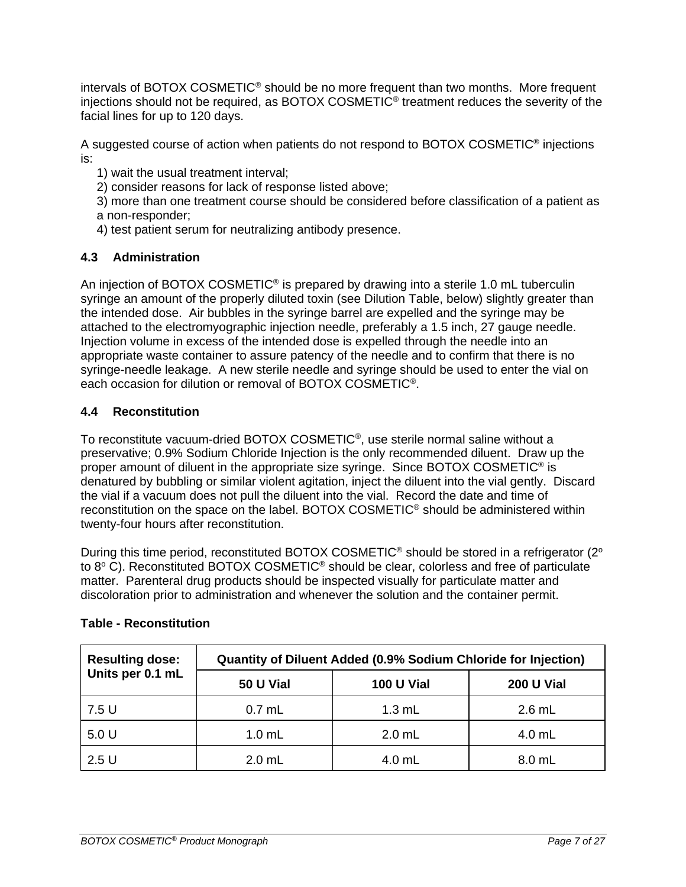intervals of BOTOX COSMETIC® should be no more frequent than two months. More frequent injections should not be required, as BOTOX COSMETIC® treatment reduces the severity of the facial lines for up to 120 days.

A suggested course of action when patients do not respond to BOTOX COSMETIC® injections is:

1) wait the usual treatment interval;
2) consider reasons for lack of response listed above;
3) more than one treatment course should be considered before classification of a patient as a non-responder;
4) test patient serum for neutralizing antibody presence.

## 4.3 Administration

An injection of BOTOX COSMETIC® is prepared by drawing into a sterile 1.0 mL tuberculin syringe an amount of the properly diluted toxin (see Dilution Table, below) slightly greater than the intended dose. Air bubbles in the syringe barrel are expelled and the syringe may be attached to the electromyographic injection needle, preferably a 1.5 inch, 27 gauge needle. Injection volume in excess of the intended dose is expelled through the needle into an appropriate waste container to assure patency of the needle and to confirm that there is no syringe-needle leakage. A new sterile needle and syringe should be used to enter the vial on each occasion for dilution or removal of BOTOX COSMETIC®.

## 4.4 Reconstitution

To reconstitute vacuum-dried BOTOX COSMETIC®, use sterile normal saline without a preservative; 0.9% Sodium Chloride Injection is the only recommended diluent. Draw up the proper amount of diluent in the appropriate size syringe. Since BOTOX COSMETIC® is denatured by bubbling or similar violent agitation, inject the diluent into the vial gently. Discard the vial if a vacuum does not pull the diluent into the vial. Record the date and time of reconstitution on the space on the label. BOTOX COSMETIC® should be administered within twenty-four hours after reconstitution.

During this time period, reconstituted BOTOX COSMETIC® should be stored in a refrigerator (2° to 8° C). Reconstituted BOTOX COSMETIC® should be clear, colorless and free of particulate matter. Parenteral drug products should be inspected visually for particulate matter and discoloration prior to administration and whenever the solution and the container permit.

**Table - Reconstitution**

| Resulting dose: Units per 0.1 mL | Quantity of Diluent Added (0.9% Sodium Chloride for Injection) | | |
|---|---|---|---|
| | **50 U Vial** | **100 U Vial** | **200 U Vial** |
| 7.5 U | 0.7 mL | 1.3 mL | 2.6 mL |
| 5.0 U | 1.0 mL | 2.0 mL | 4.0 mL |
| 2.5 U | 2.0 mL | 4.0 mL | 8.0 mL |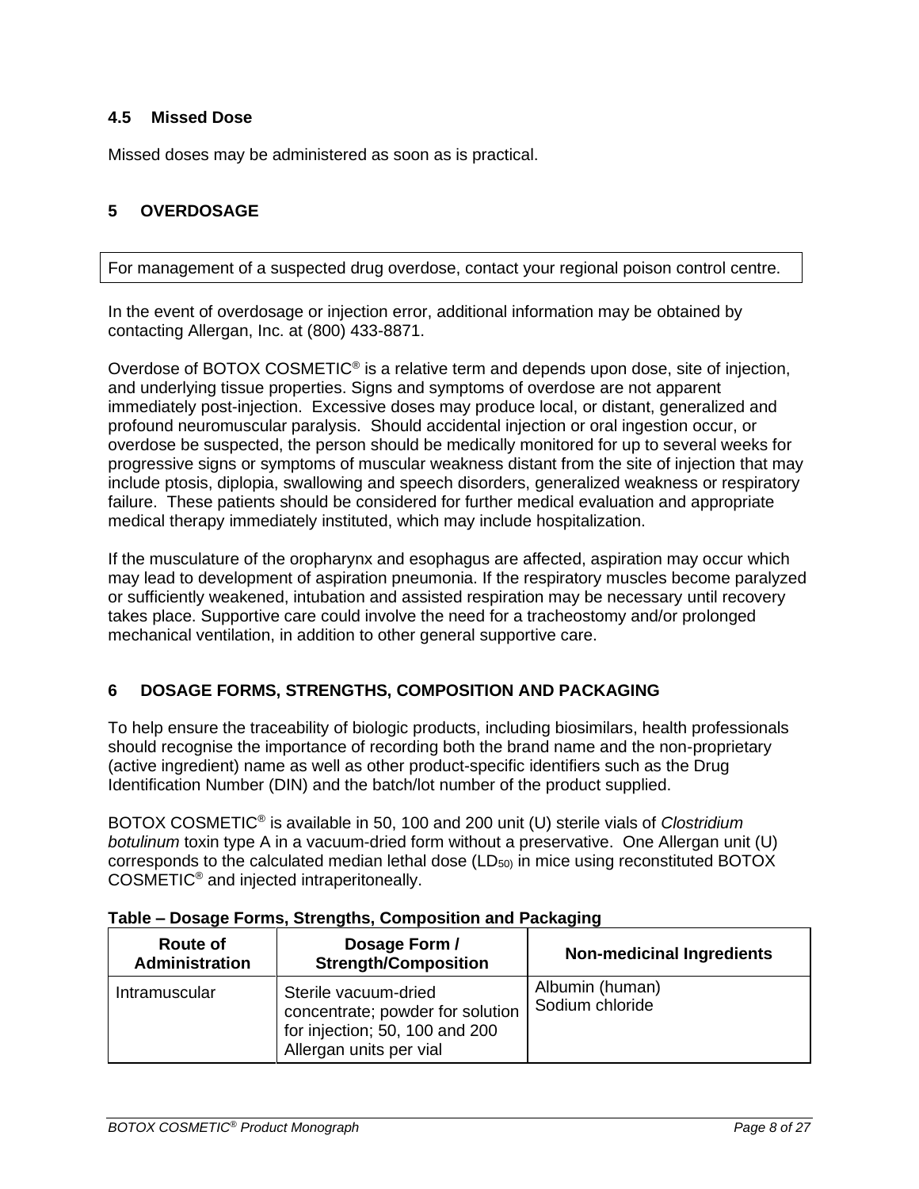### 4.5 Missed Dose

Missed doses may be administered as soon as is practical.

## 5 OVERDOSAGE

For management of a suspected drug overdose, contact your regional poison control centre.

In the event of overdosage or injection error, additional information may be obtained by contacting Allergan, Inc. at (800) 433-8871.

Overdose of BOTOX COSMETIC® is a relative term and depends upon dose, site of injection, and underlying tissue properties. Signs and symptoms of overdose are not apparent immediately post-injection. Excessive doses may produce local, or distant, generalized and profound neuromuscular paralysis. Should accidental injection or oral ingestion occur, or overdose be suspected, the person should be medically monitored for up to several weeks for progressive signs or symptoms of muscular weakness distant from the site of injection that may include ptosis, diplopia, swallowing and speech disorders, generalized weakness or respiratory failure. These patients should be considered for further medical evaluation and appropriate medical therapy immediately instituted, which may include hospitalization.

If the musculature of the oropharynx and esophagus are affected, aspiration may occur which may lead to development of aspiration pneumonia. If the respiratory muscles become paralyzed or sufficiently weakened, intubation and assisted respiration may be necessary until recovery takes place. Supportive care could involve the need for a tracheostomy and/or prolonged mechanical ventilation, in addition to other general supportive care.

## 6 DOSAGE FORMS, STRENGTHS, COMPOSITION AND PACKAGING

To help ensure the traceability of biologic products, including biosimilars, health professionals should recognise the importance of recording both the brand name and the non-proprietary (active ingredient) name as well as other product-specific identifiers such as the Drug Identification Number (DIN) and the batch/lot number of the product supplied.

BOTOX COSMETIC® is available in 50, 100 and 200 unit (U) sterile vials of *Clostridium botulinum* toxin type A in a vacuum-dried form without a preservative. One Allergan unit (U) corresponds to the calculated median lethal dose ($LD_{50}$) in mice using reconstituted BOTOX COSMETIC® and injected intraperitoneally.

**Table – Dosage Forms, Strengths, Composition and Packaging**

| Route of Administration | Dosage Form / Strength/Composition | Non-medicinal Ingredients |
|---|---|---|
| Intramuscular | Sterile vacuum-dried concentrate; powder for solution for injection; 50, 100 and 200 Allergan units per vial | Albumin (human)<br>Sodium chloride |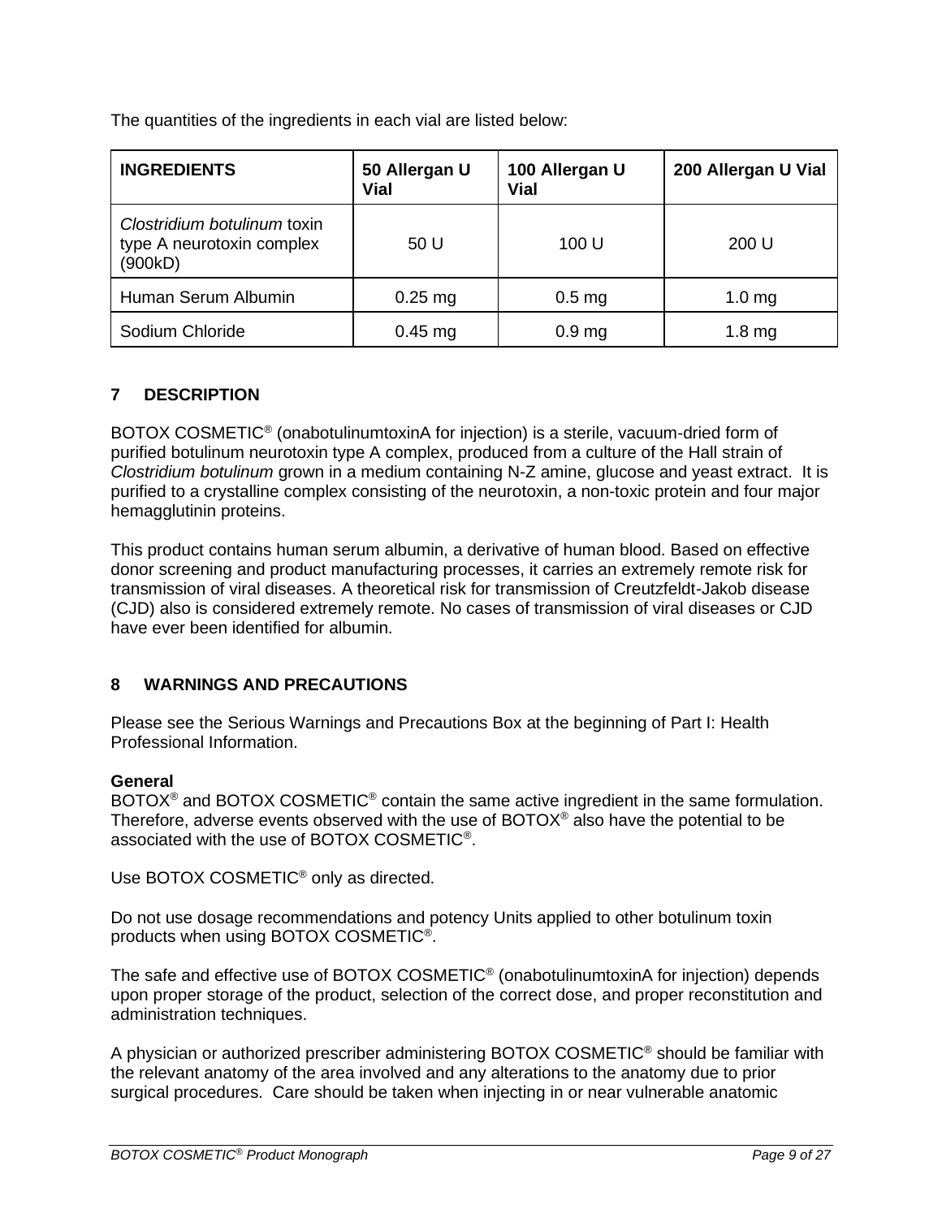The quantities of the ingredients in each vial are listed below:

| INGREDIENTS | 50 Allergan U Vial | 100 Allergan U Vial | 200 Allergan U Vial |
|---|---|---|---|
| *Clostridium botulinum* toxin type A neurotoxin complex (900kD) | 50 U | 100 U | 200 U |
| Human Serum Albumin | 0.25 mg | 0.5 mg | 1.0 mg |
| Sodium Chloride | 0.45 mg | 0.9 mg | 1.8 mg |

## 7 DESCRIPTION

BOTOX COSMETIC® (onabotulinumtoxinA for injection) is a sterile, vacuum-dried form of purified botulinum neurotoxin type A complex, produced from a culture of the Hall strain of *Clostridium botulinum* grown in a medium containing N-Z amine, glucose and yeast extract. It is purified to a crystalline complex consisting of the neurotoxin, a non-toxic protein and four major hemagglutinin proteins.

This product contains human serum albumin, a derivative of human blood. Based on effective donor screening and product manufacturing processes, it carries an extremely remote risk for transmission of viral diseases. A theoretical risk for transmission of Creutzfeldt-Jakob disease (CJD) also is considered extremely remote. No cases of transmission of viral diseases or CJD have ever been identified for albumin.

## 8 WARNINGS AND PRECAUTIONS

Please see the Serious Warnings and Precautions Box at the beginning of Part I: Health Professional Information.

**General**

BOTOX® and BOTOX COSMETIC® contain the same active ingredient in the same formulation. Therefore, adverse events observed with the use of BOTOX® also have the potential to be associated with the use of BOTOX COSMETIC®.

Use BOTOX COSMETIC® only as directed.

Do not use dosage recommendations and potency Units applied to other botulinum toxin products when using BOTOX COSMETIC®.

The safe and effective use of BOTOX COSMETIC® (onabotulinumtoxinA for injection) depends upon proper storage of the product, selection of the correct dose, and proper reconstitution and administration techniques.

A physician or authorized prescriber administering BOTOX COSMETIC® should be familiar with the relevant anatomy of the area involved and any alterations to the anatomy due to prior surgical procedures. Care should be taken when injecting in or near vulnerable anatomic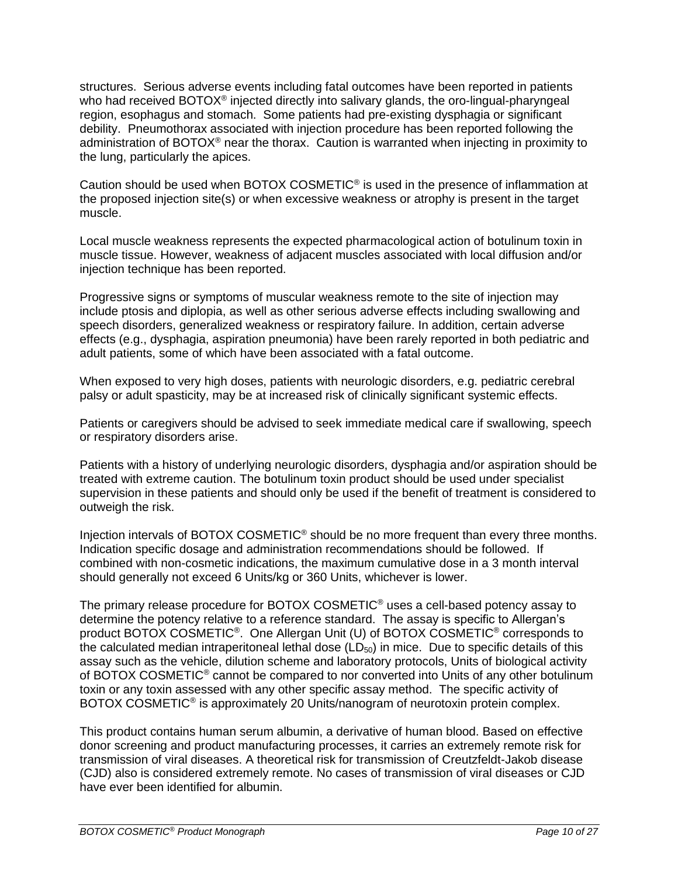structures. Serious adverse events including fatal outcomes have been reported in patients who had received BOTOX® injected directly into salivary glands, the oro-lingual-pharyngeal region, esophagus and stomach. Some patients had pre-existing dysphagia or significant debility. Pneumothorax associated with injection procedure has been reported following the administration of BOTOX® near the thorax. Caution is warranted when injecting in proximity to the lung, particularly the apices.

Caution should be used when BOTOX COSMETIC® is used in the presence of inflammation at the proposed injection site(s) or when excessive weakness or atrophy is present in the target muscle.

Local muscle weakness represents the expected pharmacological action of botulinum toxin in muscle tissue. However, weakness of adjacent muscles associated with local diffusion and/or injection technique has been reported.

Progressive signs or symptoms of muscular weakness remote to the site of injection may include ptosis and diplopia, as well as other serious adverse effects including swallowing and speech disorders, generalized weakness or respiratory failure. In addition, certain adverse effects (e.g., dysphagia, aspiration pneumonia) have been rarely reported in both pediatric and adult patients, some of which have been associated with a fatal outcome.

When exposed to very high doses, patients with neurologic disorders, e.g. pediatric cerebral palsy or adult spasticity, may be at increased risk of clinically significant systemic effects.

Patients or caregivers should be advised to seek immediate medical care if swallowing, speech or respiratory disorders arise.

Patients with a history of underlying neurologic disorders, dysphagia and/or aspiration should be treated with extreme caution. The botulinum toxin product should be used under specialist supervision in these patients and should only be used if the benefit of treatment is considered to outweigh the risk.

Injection intervals of BOTOX COSMETIC® should be no more frequent than every three months. Indication specific dosage and administration recommendations should be followed. If combined with non-cosmetic indications, the maximum cumulative dose in a 3 month interval should generally not exceed 6 Units/kg or 360 Units, whichever is lower.

The primary release procedure for BOTOX COSMETIC® uses a cell-based potency assay to determine the potency relative to a reference standard. The assay is specific to Allergan's product BOTOX COSMETIC®. One Allergan Unit (U) of BOTOX COSMETIC® corresponds to the calculated median intraperitoneal lethal dose ($LD_{50}$) in mice. Due to specific details of this assay such as the vehicle, dilution scheme and laboratory protocols, Units of biological activity of BOTOX COSMETIC® cannot be compared to nor converted into Units of any other botulinum toxin or any toxin assessed with any other specific assay method. The specific activity of BOTOX COSMETIC® is approximately 20 Units/nanogram of neurotoxin protein complex.

This product contains human serum albumin, a derivative of human blood. Based on effective donor screening and product manufacturing processes, it carries an extremely remote risk for transmission of viral diseases. A theoretical risk for transmission of Creutzfeldt-Jakob disease (CJD) also is considered extremely remote. No cases of transmission of viral diseases or CJD have ever been identified for albumin.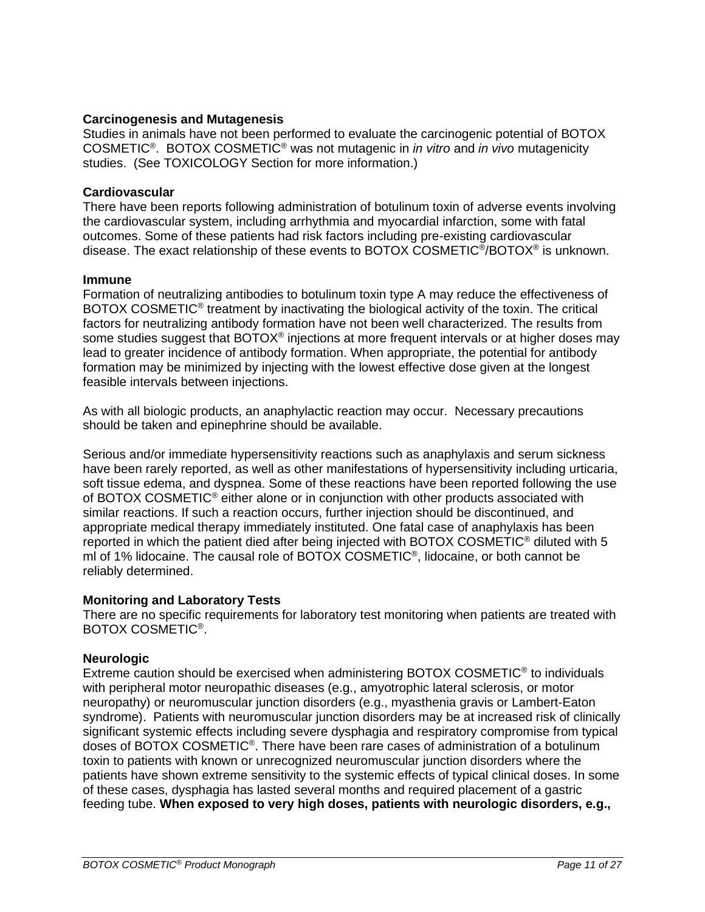**Carcinogenesis and Mutagenesis**
Studies in animals have not been performed to evaluate the carcinogenic potential of BOTOX COSMETIC®. BOTOX COSMETIC® was not mutagenic in *in vitro* and *in vivo* mutagenicity studies. (See TOXICOLOGY Section for more information.)

**Cardiovascular**
There have been reports following administration of botulinum toxin of adverse events involving the cardiovascular system, including arrhythmia and myocardial infarction, some with fatal outcomes. Some of these patients had risk factors including pre-existing cardiovascular disease. The exact relationship of these events to BOTOX COSMETIC®/BOTOX® is unknown.

**Immune**
Formation of neutralizing antibodies to botulinum toxin type A may reduce the effectiveness of BOTOX COSMETIC® treatment by inactivating the biological activity of the toxin. The critical factors for neutralizing antibody formation have not been well characterized. The results from some studies suggest that BOTOX® injections at more frequent intervals or at higher doses may lead to greater incidence of antibody formation. When appropriate, the potential for antibody formation may be minimized by injecting with the lowest effective dose given at the longest feasible intervals between injections.

As with all biologic products, an anaphylactic reaction may occur. Necessary precautions should be taken and epinephrine should be available.

Serious and/or immediate hypersensitivity reactions such as anaphylaxis and serum sickness have been rarely reported, as well as other manifestations of hypersensitivity including urticaria, soft tissue edema, and dyspnea. Some of these reactions have been reported following the use of BOTOX COSMETIC® either alone or in conjunction with other products associated with similar reactions. If such a reaction occurs, further injection should be discontinued, and appropriate medical therapy immediately instituted. One fatal case of anaphylaxis has been reported in which the patient died after being injected with BOTOX COSMETIC® diluted with 5 ml of 1% lidocaine. The causal role of BOTOX COSMETIC®, lidocaine, or both cannot be reliably determined.

**Monitoring and Laboratory Tests**
There are no specific requirements for laboratory test monitoring when patients are treated with BOTOX COSMETIC®.

**Neurologic**
Extreme caution should be exercised when administering BOTOX COSMETIC® to individuals with peripheral motor neuropathic diseases (e.g., amyotrophic lateral sclerosis, or motor neuropathy) or neuromuscular junction disorders (e.g., myasthenia gravis or Lambert-Eaton syndrome). Patients with neuromuscular junction disorders may be at increased risk of clinically significant systemic effects including severe dysphagia and respiratory compromise from typical doses of BOTOX COSMETIC®. There have been rare cases of administration of a botulinum toxin to patients with known or unrecognized neuromuscular junction disorders where the patients have shown extreme sensitivity to the systemic effects of typical clinical doses. In some of these cases, dysphagia has lasted several months and required placement of a gastric feeding tube. **When exposed to very high doses, patients with neurologic disorders, e.g.,**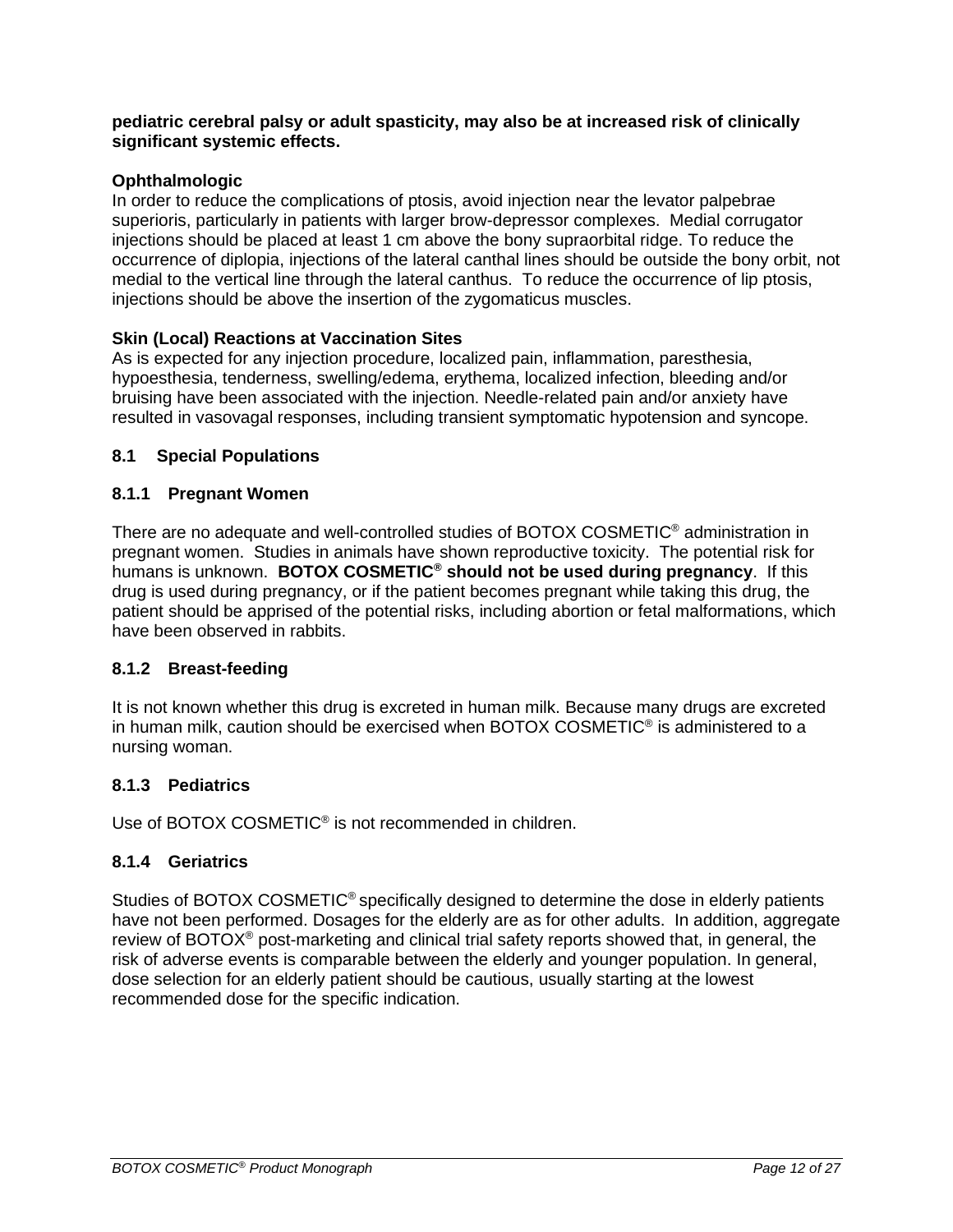**pediatric cerebral palsy or adult spasticity, may also be at increased risk of clinically significant systemic effects.**

**Ophthalmologic**

In order to reduce the complications of ptosis, avoid injection near the levator palpebrae superioris, particularly in patients with larger brow-depressor complexes. Medial corrugator injections should be placed at least 1 cm above the bony supraorbital ridge. To reduce the occurrence of diplopia, injections of the lateral canthal lines should be outside the bony orbit, not medial to the vertical line through the lateral canthus. To reduce the occurrence of lip ptosis, injections should be above the insertion of the zygomaticus muscles.

**Skin (Local) Reactions at Vaccination Sites**

As is expected for any injection procedure, localized pain, inflammation, paresthesia, hypoesthesia, tenderness, swelling/edema, erythema, localized infection, bleeding and/or bruising have been associated with the injection. Needle-related pain and/or anxiety have resulted in vasovagal responses, including transient symptomatic hypotension and syncope.

## 8.1 Special Populations

### 8.1.1 Pregnant Women

There are no adequate and well-controlled studies of BOTOX COSMETIC® administration in pregnant women. Studies in animals have shown reproductive toxicity. The potential risk for humans is unknown. **BOTOX COSMETIC® should not be used during pregnancy**. If this drug is used during pregnancy, or if the patient becomes pregnant while taking this drug, the patient should be apprised of the potential risks, including abortion or fetal malformations, which have been observed in rabbits.

### 8.1.2 Breast-feeding

It is not known whether this drug is excreted in human milk. Because many drugs are excreted in human milk, caution should be exercised when BOTOX COSMETIC® is administered to a nursing woman.

### 8.1.3 Pediatrics

Use of BOTOX COSMETIC® is not recommended in children.

### 8.1.4 Geriatrics

Studies of BOTOX COSMETIC® specifically designed to determine the dose in elderly patients have not been performed. Dosages for the elderly are as for other adults. In addition, aggregate review of BOTOX® post-marketing and clinical trial safety reports showed that, in general, the risk of adverse events is comparable between the elderly and younger population. In general, dose selection for an elderly patient should be cautious, usually starting at the lowest recommended dose for the specific indication.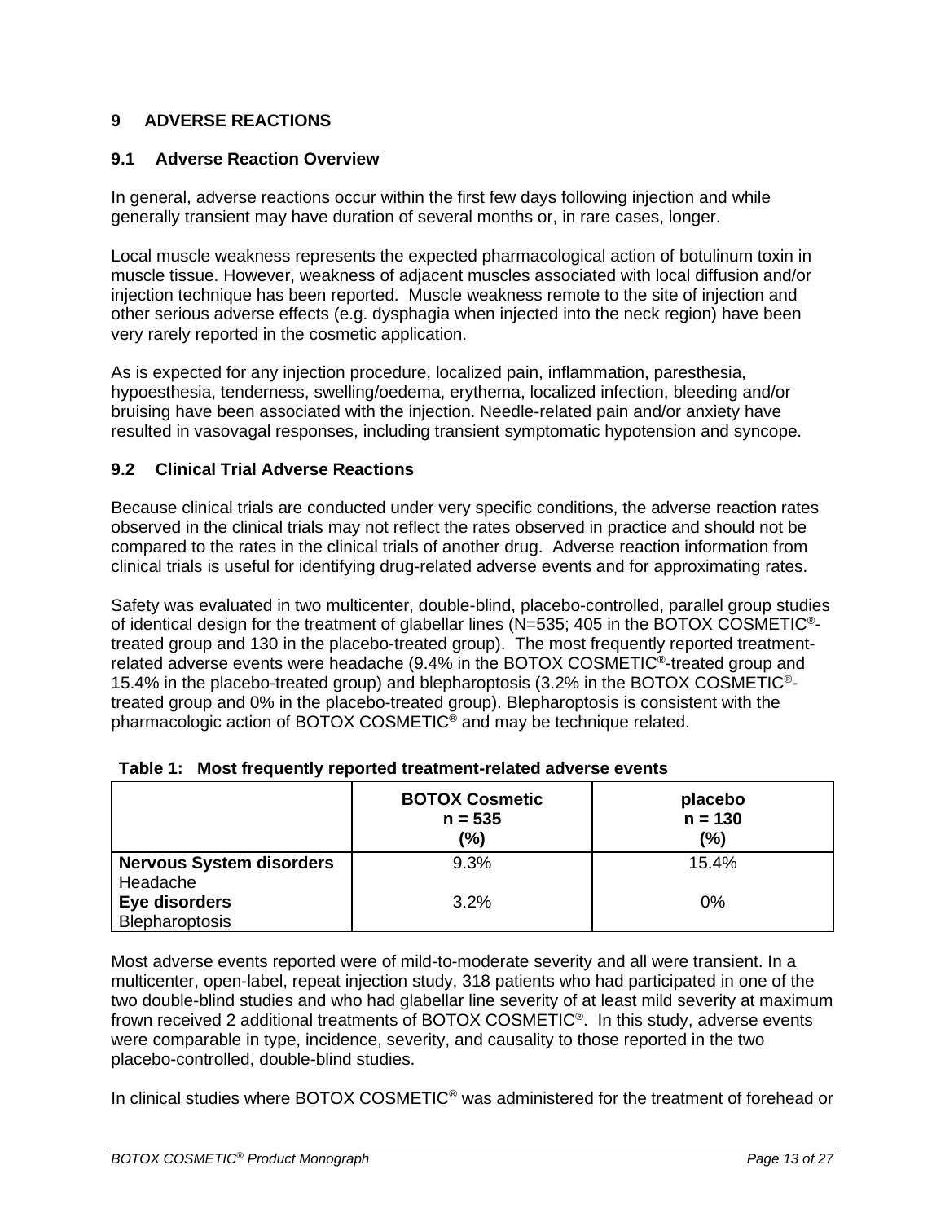## 9 ADVERSE REACTIONS

### 9.1 Adverse Reaction Overview

In general, adverse reactions occur within the first few days following injection and while generally transient may have duration of several months or, in rare cases, longer.

Local muscle weakness represents the expected pharmacological action of botulinum toxin in muscle tissue. However, weakness of adjacent muscles associated with local diffusion and/or injection technique has been reported. Muscle weakness remote to the site of injection and other serious adverse effects (e.g. dysphagia when injected into the neck region) have been very rarely reported in the cosmetic application.

As is expected for any injection procedure, localized pain, inflammation, paresthesia, hypoesthesia, tenderness, swelling/oedema, erythema, localized infection, bleeding and/or bruising have been associated with the injection. Needle-related pain and/or anxiety have resulted in vasovagal responses, including transient symptomatic hypotension and syncope.

### 9.2 Clinical Trial Adverse Reactions

Because clinical trials are conducted under very specific conditions, the adverse reaction rates observed in the clinical trials may not reflect the rates observed in practice and should not be compared to the rates in the clinical trials of another drug. Adverse reaction information from clinical trials is useful for identifying drug-related adverse events and for approximating rates.

Safety was evaluated in two multicenter, double-blind, placebo-controlled, parallel group studies of identical design for the treatment of glabellar lines (N=535; 405 in the BOTOX COSMETIC®-treated group and 130 in the placebo-treated group). The most frequently reported treatment-related adverse events were headache (9.4% in the BOTOX COSMETIC®-treated group and 15.4% in the placebo-treated group) and blepharoptosis (3.2% in the BOTOX COSMETIC®-treated group and 0% in the placebo-treated group). Blepharoptosis is consistent with the pharmacologic action of BOTOX COSMETIC® and may be technique related.

**Table 1: Most frequently reported treatment-related adverse events**

| | **BOTOX Cosmetic n = 535 (%)** | **placebo n = 130 (%)** |
|---|---|---|
| **Nervous System disorders** Headache | 9.3% | 15.4% |
| **Eye disorders** Blepharoptosis | 3.2% | 0% |

Most adverse events reported were of mild-to-moderate severity and all were transient. In a multicenter, open-label, repeat injection study, 318 patients who had participated in one of the two double-blind studies and who had glabellar line severity of at least mild severity at maximum frown received 2 additional treatments of BOTOX COSMETIC®. In this study, adverse events were comparable in type, incidence, severity, and causality to those reported in the two placebo-controlled, double-blind studies.

In clinical studies where BOTOX COSMETIC® was administered for the treatment of forehead or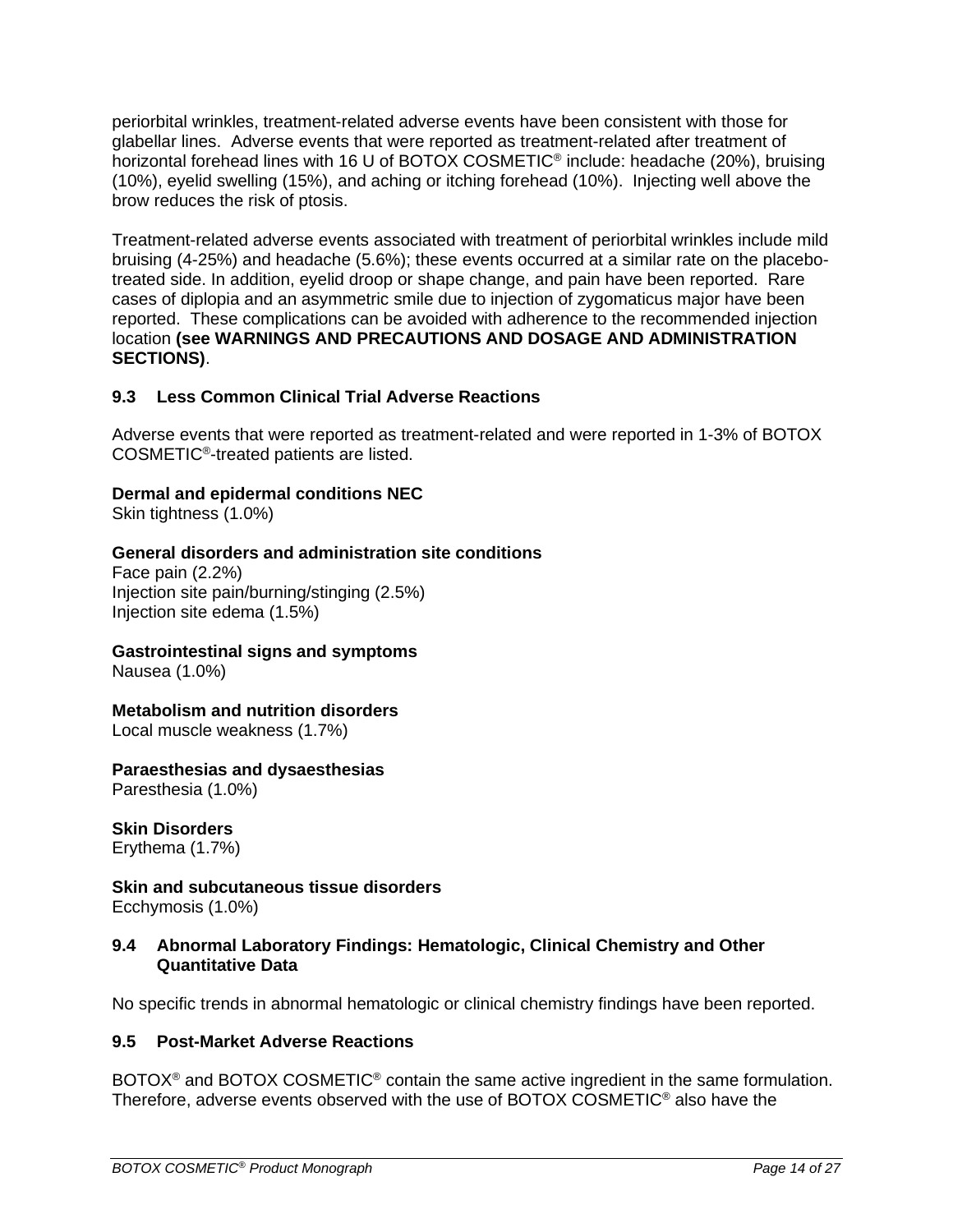periorbital wrinkles, treatment-related adverse events have been consistent with those for glabellar lines. Adverse events that were reported as treatment-related after treatment of horizontal forehead lines with 16 U of BOTOX COSMETIC® include: headache (20%), bruising (10%), eyelid swelling (15%), and aching or itching forehead (10%). Injecting well above the brow reduces the risk of ptosis.

Treatment-related adverse events associated with treatment of periorbital wrinkles include mild bruising (4-25%) and headache (5.6%); these events occurred at a similar rate on the placebo-treated side. In addition, eyelid droop or shape change, and pain have been reported. Rare cases of diplopia and an asymmetric smile due to injection of zygomaticus major have been reported. These complications can be avoided with adherence to the recommended injection location **(see WARNINGS AND PRECAUTIONS AND DOSAGE AND ADMINISTRATION SECTIONS)**.

### 9.3 Less Common Clinical Trial Adverse Reactions

Adverse events that were reported as treatment-related and were reported in 1-3% of BOTOX COSMETIC®-treated patients are listed.

**Dermal and epidermal conditions NEC**
Skin tightness (1.0%)

**General disorders and administration site conditions**
Face pain (2.2%)
Injection site pain/burning/stinging (2.5%)
Injection site edema (1.5%)

**Gastrointestinal signs and symptoms**
Nausea (1.0%)

**Metabolism and nutrition disorders**
Local muscle weakness (1.7%)

**Paraesthesias and dysaesthesias**
Paresthesia (1.0%)

**Skin Disorders**
Erythema (1.7%)

**Skin and subcutaneous tissue disorders**
Ecchymosis (1.0%)

### 9.4 Abnormal Laboratory Findings: Hematologic, Clinical Chemistry and Other Quantitative Data

No specific trends in abnormal hematologic or clinical chemistry findings have been reported.

### 9.5 Post-Market Adverse Reactions

BOTOX® and BOTOX COSMETIC® contain the same active ingredient in the same formulation. Therefore, adverse events observed with the use of BOTOX COSMETIC® also have the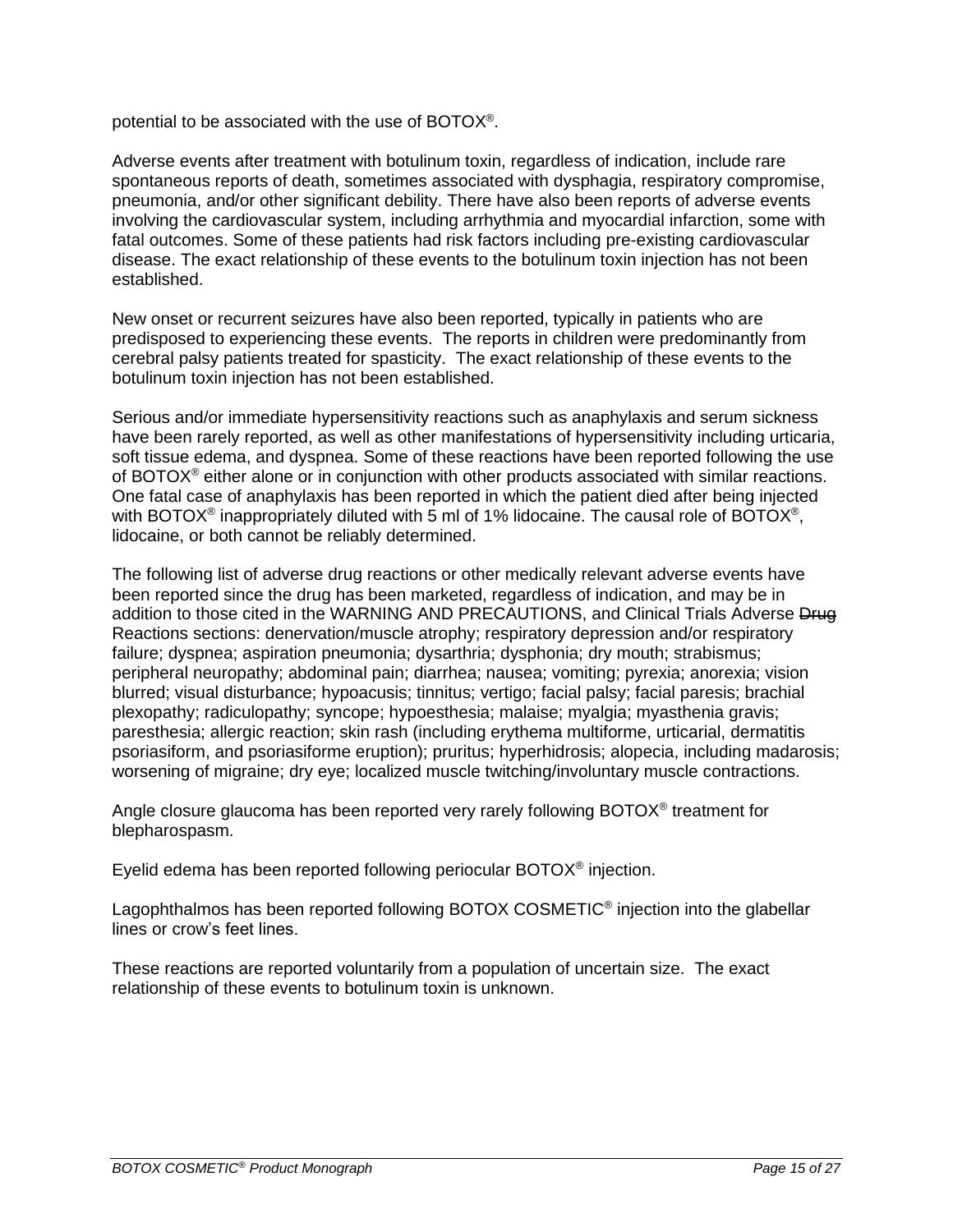potential to be associated with the use of BOTOX®.

Adverse events after treatment with botulinum toxin, regardless of indication, include rare spontaneous reports of death, sometimes associated with dysphagia, respiratory compromise, pneumonia, and/or other significant debility. There have also been reports of adverse events involving the cardiovascular system, including arrhythmia and myocardial infarction, some with fatal outcomes. Some of these patients had risk factors including pre-existing cardiovascular disease. The exact relationship of these events to the botulinum toxin injection has not been established.

New onset or recurrent seizures have also been reported, typically in patients who are predisposed to experiencing these events. The reports in children were predominantly from cerebral palsy patients treated for spasticity. The exact relationship of these events to the botulinum toxin injection has not been established.

Serious and/or immediate hypersensitivity reactions such as anaphylaxis and serum sickness have been rarely reported, as well as other manifestations of hypersensitivity including urticaria, soft tissue edema, and dyspnea. Some of these reactions have been reported following the use of BOTOX® either alone or in conjunction with other products associated with similar reactions. One fatal case of anaphylaxis has been reported in which the patient died after being injected with BOTOX® inappropriately diluted with 5 ml of 1% lidocaine. The causal role of BOTOX®, lidocaine, or both cannot be reliably determined.

The following list of adverse drug reactions or other medically relevant adverse events have been reported since the drug has been marketed, regardless of indication, and may be in addition to those cited in the WARNING AND PRECAUTIONS, and Clinical Trials Adverse ~~Drug~~ Reactions sections: denervation/muscle atrophy; respiratory depression and/or respiratory failure; dyspnea; aspiration pneumonia; dysarthria; dysphonia; dry mouth; strabismus; peripheral neuropathy; abdominal pain; diarrhea; nausea; vomiting; pyrexia; anorexia; vision blurred; visual disturbance; hypoacusis; tinnitus; vertigo; facial palsy; facial paresis; brachial plexopathy; radiculopathy; syncope; hypoesthesia; malaise; myalgia; myasthenia gravis; paresthesia; allergic reaction; skin rash (including erythema multiforme, urticarial, dermatitis psoriasiform, and psoriasiforme eruption); pruritus; hyperhidrosis; alopecia, including madarosis; worsening of migraine; dry eye; localized muscle twitching/involuntary muscle contractions.

Angle closure glaucoma has been reported very rarely following BOTOX® treatment for blepharospasm.

Eyelid edema has been reported following periocular BOTOX® injection.

Lagophthalmos has been reported following BOTOX COSMETIC® injection into the glabellar lines or crow's feet lines.

These reactions are reported voluntarily from a population of uncertain size. The exact relationship of these events to botulinum toxin is unknown.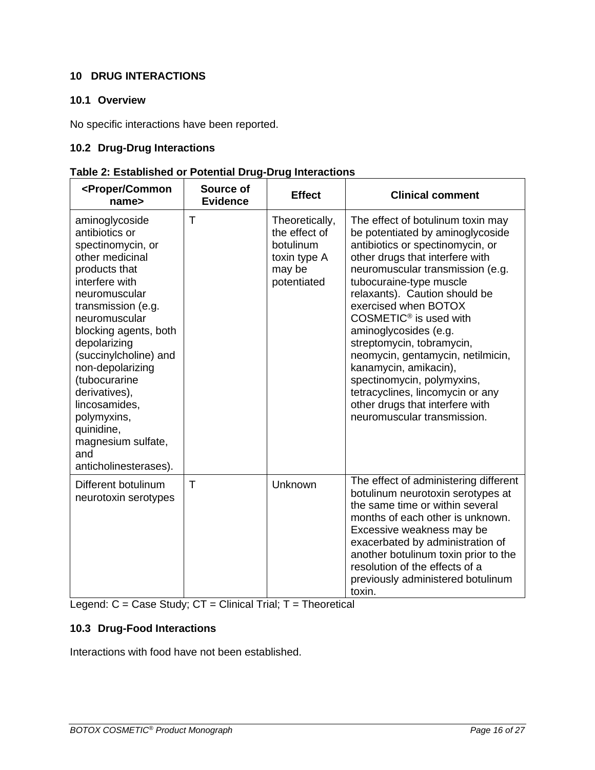## 10 DRUG INTERACTIONS

### 10.1 Overview

No specific interactions have been reported.

### 10.2 Drug-Drug Interactions

**Table 2: Established or Potential Drug-Drug Interactions**

| <Proper/Common name> | Source of Evidence | Effect | Clinical comment |
|---|---|---|---|
| aminoglycoside antibiotics or spectinomycin, or other medicinal products that interfere with neuromuscular transmission (e.g. neuromuscular blocking agents, both depolarizing (succinylcholine) and non-depolarizing (tubocurarine derivatives), lincosamides, polymyxins, quinidine, magnesium sulfate, and anticholinesterases). | T | Theoretically, the effect of botulinum toxin type A may be potentiated | The effect of botulinum toxin may be potentiated by aminoglycoside antibiotics or spectinomycin, or other drugs that interfere with neuromuscular transmission (e.g. tubocuraine-type muscle relaxants). Caution should be exercised when BOTOX COSMETIC® is used with aminoglycosides (e.g. streptomycin, tobramycin, neomycin, gentamycin, netilmicin, kanamycin, amikacin), spectinomycin, polymyxins, tetracyclines, lincomycin or any other drugs that interfere with neuromuscular transmission. |
| Different botulinum neurotoxin serotypes | T | Unknown | The effect of administering different botulinum neurotoxin serotypes at the same time or within several months of each other is unknown. Excessive weakness may be exacerbated by administration of another botulinum toxin prior to the resolution of the effects of a previously administered botulinum toxin. |

Legend: C = Case Study; CT = Clinical Trial; T = Theoretical

### 10.3 Drug-Food Interactions

Interactions with food have not been established.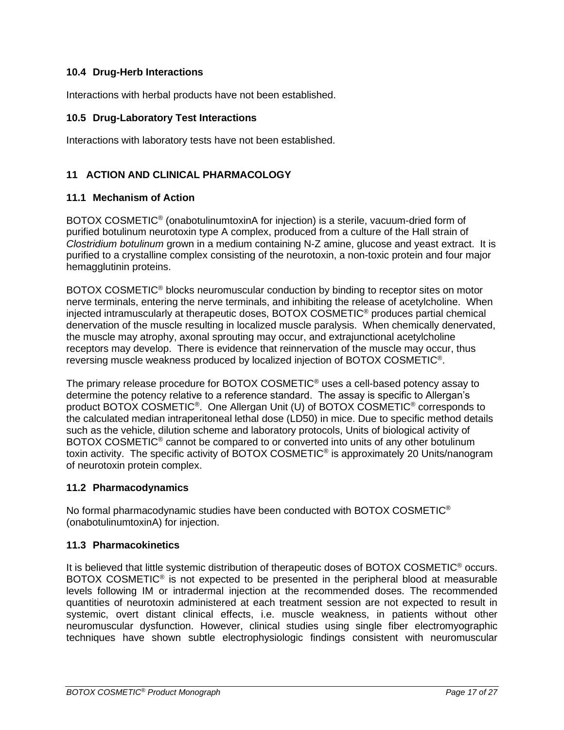### 10.4 Drug-Herb Interactions

Interactions with herbal products have not been established.

### 10.5 Drug-Laboratory Test Interactions

Interactions with laboratory tests have not been established.

## 11 ACTION AND CLINICAL PHARMACOLOGY

### 11.1 Mechanism of Action

BOTOX COSMETIC® (onabotulinumtoxinA for injection) is a sterile, vacuum-dried form of purified botulinum neurotoxin type A complex, produced from a culture of the Hall strain of *Clostridium botulinum* grown in a medium containing N-Z amine, glucose and yeast extract. It is purified to a crystalline complex consisting of the neurotoxin, a non-toxic protein and four major hemagglutinin proteins.

BOTOX COSMETIC® blocks neuromuscular conduction by binding to receptor sites on motor nerve terminals, entering the nerve terminals, and inhibiting the release of acetylcholine. When injected intramuscularly at therapeutic doses, BOTOX COSMETIC® produces partial chemical denervation of the muscle resulting in localized muscle paralysis. When chemically denervated, the muscle may atrophy, axonal sprouting may occur, and extrajunctional acetylcholine receptors may develop. There is evidence that reinnervation of the muscle may occur, thus reversing muscle weakness produced by localized injection of BOTOX COSMETIC®.

The primary release procedure for BOTOX COSMETIC® uses a cell-based potency assay to determine the potency relative to a reference standard. The assay is specific to Allergan's product BOTOX COSMETIC®. One Allergan Unit (U) of BOTOX COSMETIC® corresponds to the calculated median intraperitoneal lethal dose (LD50) in mice. Due to specific method details such as the vehicle, dilution scheme and laboratory protocols, Units of biological activity of BOTOX COSMETIC® cannot be compared to or converted into units of any other botulinum toxin activity. The specific activity of BOTOX COSMETIC® is approximately 20 Units/nanogram of neurotoxin protein complex.

### 11.2 Pharmacodynamics

No formal pharmacodynamic studies have been conducted with BOTOX COSMETIC® (onabotulinumtoxinA) for injection.

### 11.3 Pharmacokinetics

It is believed that little systemic distribution of therapeutic doses of BOTOX COSMETIC® occurs. BOTOX COSMETIC® is not expected to be presented in the peripheral blood at measurable levels following IM or intradermal injection at the recommended doses. The recommended quantities of neurotoxin administered at each treatment session are not expected to result in systemic, overt distant clinical effects, i.e. muscle weakness, in patients without other neuromuscular dysfunction. However, clinical studies using single fiber electromyographic techniques have shown subtle electrophysiologic findings consistent with neuromuscular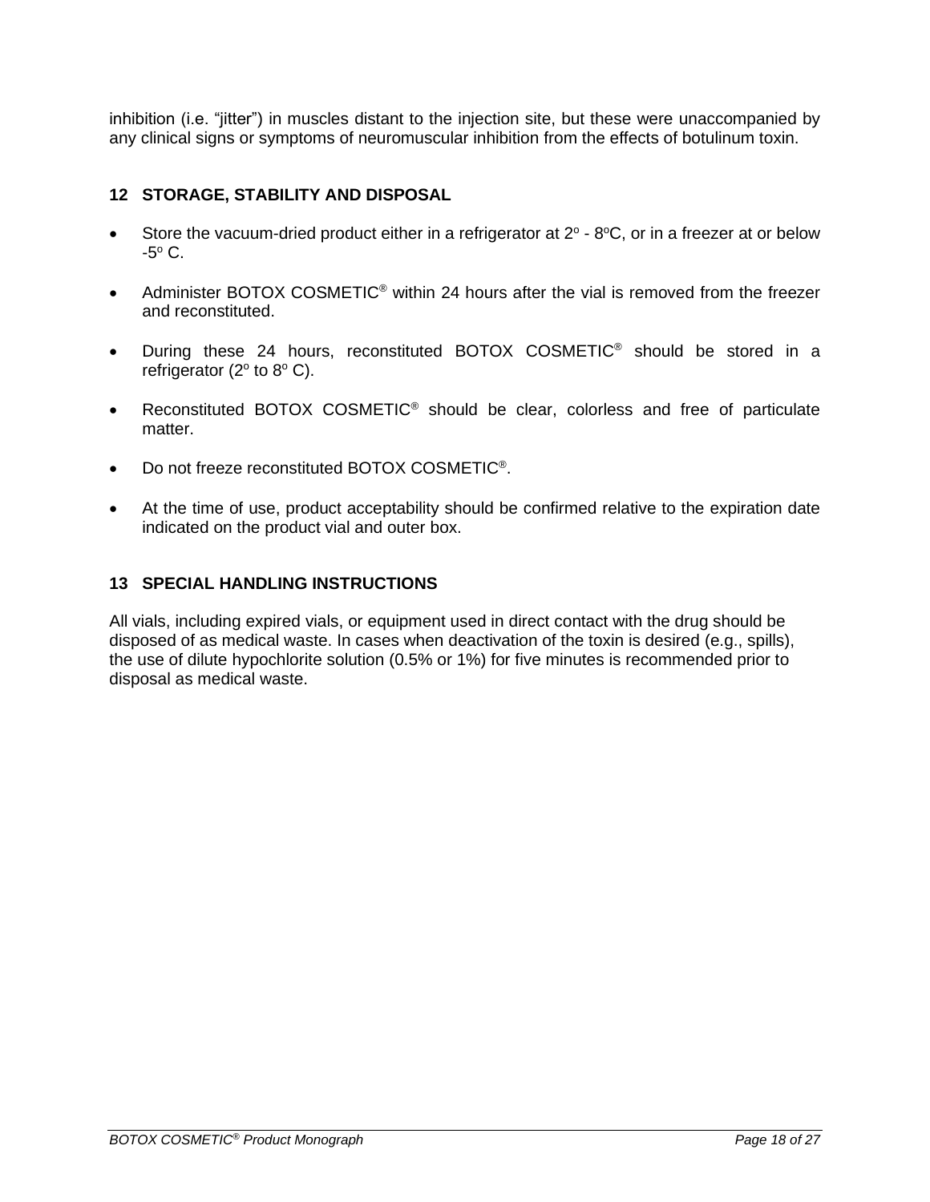inhibition (i.e. “jitter”) in muscles distant to the injection site, but these were unaccompanied by any clinical signs or symptoms of neuromuscular inhibition from the effects of botulinum toxin.

## 12 STORAGE, STABILITY AND DISPOSAL

- Store the vacuum-dried product either in a refrigerator at $2^o$ - $8^o$C, or in a freezer at or below -$5^o$ C.
- Administer BOTOX COSMETIC® within 24 hours after the vial is removed from the freezer and reconstituted.
- During these 24 hours, reconstituted BOTOX COSMETIC® should be stored in a refrigerator ($2^o$ to $8^o$ C).
- Reconstituted BOTOX COSMETIC® should be clear, colorless and free of particulate matter.
- Do not freeze reconstituted BOTOX COSMETIC®.
- At the time of use, product acceptability should be confirmed relative to the expiration date indicated on the product vial and outer box.

## 13 SPECIAL HANDLING INSTRUCTIONS

All vials, including expired vials, or equipment used in direct contact with the drug should be disposed of as medical waste. In cases when deactivation of the toxin is desired (e.g., spills), the use of dilute hypochlorite solution (0.5% or 1%) for five minutes is recommended prior to disposal as medical waste.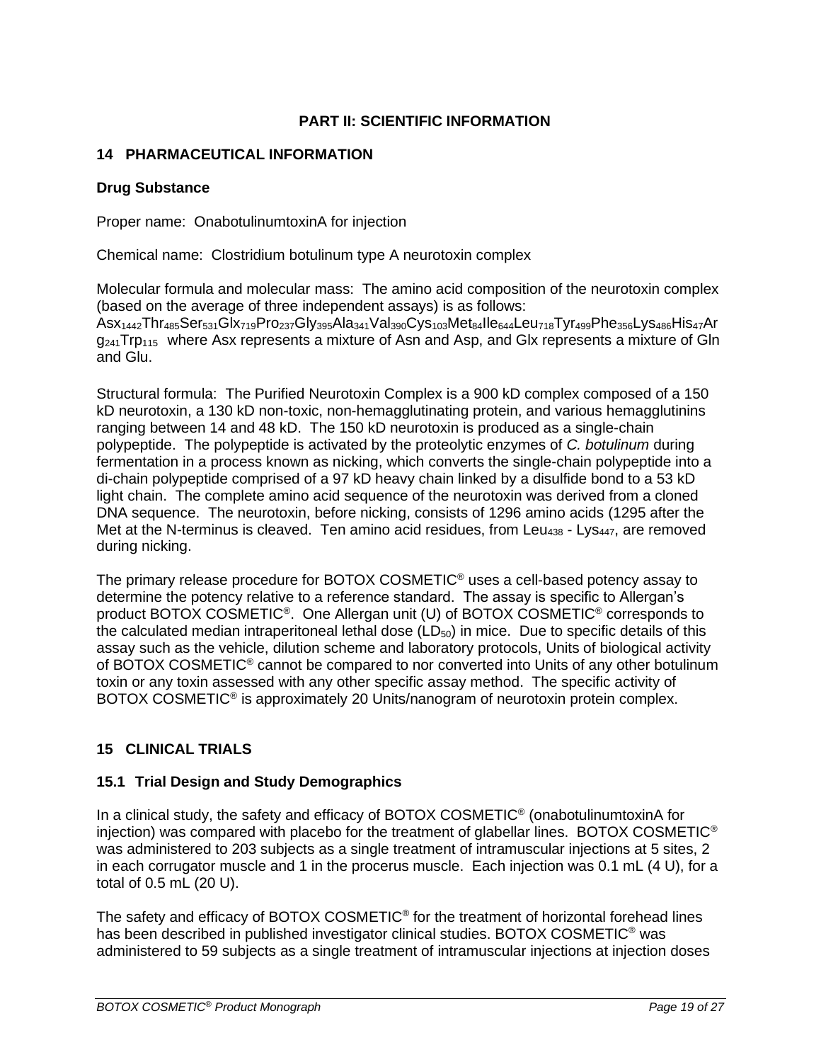# PART II: SCIENTIFIC INFORMATION

## 14 PHARMACEUTICAL INFORMATION

### Drug Substance

Proper name: OnabotulinumtoxinA for injection

Chemical name: Clostridium botulinum type A neurotoxin complex

Molecular formula and molecular mass: The amino acid composition of the neurotoxin complex (based on the average of three independent assays) is as follows: $Asx_{1442}Thr_{485}Ser_{531}Glx_{719}Pro_{237}Gly_{395}Ala_{341}Val_{390}Cys_{103}Met_{84}Ile_{644}Leu_{718}Tyr_{499}Phe_{356}Lys_{486}His_{47}Arg_{241}Trp_{115}$ where Asx represents a mixture of Asn and Asp, and Glx represents a mixture of Gln and Glu.

Structural formula: The Purified Neurotoxin Complex is a 900 kD complex composed of a 150 kD neurotoxin, a 130 kD non-toxic, non-hemagglutinating protein, and various hemagglutinins ranging between 14 and 48 kD. The 150 kD neurotoxin is produced as a single-chain polypeptide. The polypeptide is activated by the proteolytic enzymes of *C. botulinum* during fermentation in a process known as nicking, which converts the single-chain polypeptide into a di-chain polypeptide comprised of a 97 kD heavy chain linked by a disulfide bond to a 53 kD light chain. The complete amino acid sequence of the neurotoxin was derived from a cloned DNA sequence. The neurotoxin, before nicking, consists of 1296 amino acids (1295 after the Met at the N-terminus is cleaved. Ten amino acid residues, from $Leu_{438}$ - $Lys_{447}$, are removed during nicking.

The primary release procedure for BOTOX COSMETIC® uses a cell-based potency assay to determine the potency relative to a reference standard. The assay is specific to Allergan's product BOTOX COSMETIC®. One Allergan unit (U) of BOTOX COSMETIC® corresponds to the calculated median intraperitoneal lethal dose ($LD_{50}$) in mice. Due to specific details of this assay such as the vehicle, dilution scheme and laboratory protocols, Units of biological activity of BOTOX COSMETIC® cannot be compared to nor converted into Units of any other botulinum toxin or any toxin assessed with any other specific assay method. The specific activity of BOTOX COSMETIC® is approximately 20 Units/nanogram of neurotoxin protein complex.

## 15 CLINICAL TRIALS

### 15.1 Trial Design and Study Demographics

In a clinical study, the safety and efficacy of BOTOX COSMETIC® (onabotulinumtoxinA for injection) was compared with placebo for the treatment of glabellar lines. BOTOX COSMETIC® was administered to 203 subjects as a single treatment of intramuscular injections at 5 sites, 2 in each corrugator muscle and 1 in the procerus muscle. Each injection was 0.1 mL (4 U), for a total of 0.5 mL (20 U).

The safety and efficacy of BOTOX COSMETIC® for the treatment of horizontal forehead lines has been described in published investigator clinical studies. BOTOX COSMETIC® was administered to 59 subjects as a single treatment of intramuscular injections at injection doses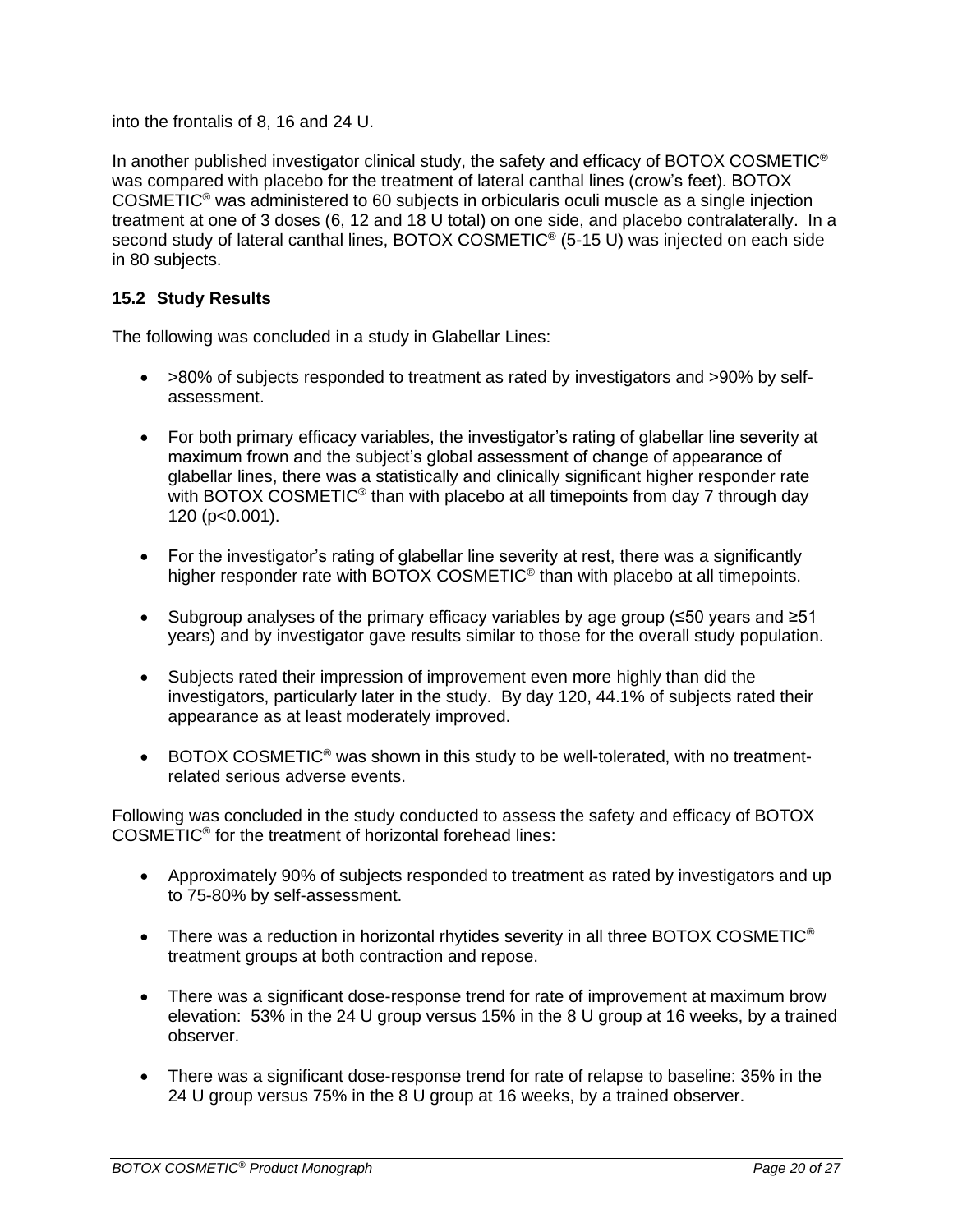into the frontalis of 8, 16 and 24 U.

In another published investigator clinical study, the safety and efficacy of BOTOX COSMETIC® was compared with placebo for the treatment of lateral canthal lines (crow's feet). BOTOX COSMETIC® was administered to 60 subjects in orbicularis oculi muscle as a single injection treatment at one of 3 doses (6, 12 and 18 U total) on one side, and placebo contralaterally. In a second study of lateral canthal lines, BOTOX COSMETIC® (5-15 U) was injected on each side in 80 subjects.

### 15.2 Study Results

The following was concluded in a study in Glabellar Lines:

- >80% of subjects responded to treatment as rated by investigators and >90% by self-assessment.
- For both primary efficacy variables, the investigator's rating of glabellar line severity at maximum frown and the subject's global assessment of change of appearance of glabellar lines, there was a statistically and clinically significant higher responder rate with BOTOX COSMETIC® than with placebo at all timepoints from day 7 through day 120 ($p<0.001$).
- For the investigator's rating of glabellar line severity at rest, there was a significantly higher responder rate with BOTOX COSMETIC® than with placebo at all timepoints.
- Subgroup analyses of the primary efficacy variables by age group (≤50 years and ≥51 years) and by investigator gave results similar to those for the overall study population.
- Subjects rated their impression of improvement even more highly than did the investigators, particularly later in the study. By day 120, 44.1% of subjects rated their appearance as at least moderately improved.
- BOTOX COSMETIC® was shown in this study to be well-tolerated, with no treatment-related serious adverse events.

Following was concluded in the study conducted to assess the safety and efficacy of BOTOX COSMETIC® for the treatment of horizontal forehead lines:

- Approximately 90% of subjects responded to treatment as rated by investigators and up to 75-80% by self-assessment.
- There was a reduction in horizontal rhytides severity in all three BOTOX COSMETIC® treatment groups at both contraction and repose.
- There was a significant dose-response trend for rate of improvement at maximum brow elevation: 53% in the 24 U group versus 15% in the 8 U group at 16 weeks, by a trained observer.
- There was a significant dose-response trend for rate of relapse to baseline: 35% in the 24 U group versus 75% in the 8 U group at 16 weeks, by a trained observer.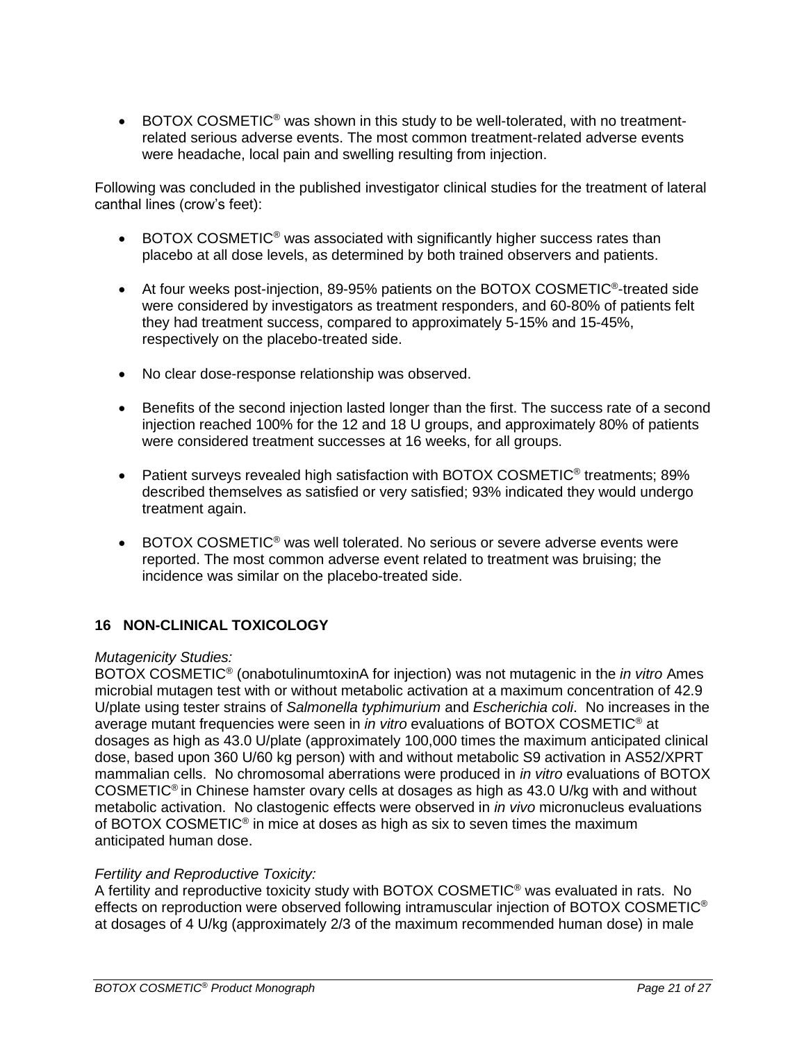- BOTOX COSMETIC® was shown in this study to be well-tolerated, with no treatment-related serious adverse events. The most common treatment-related adverse events were headache, local pain and swelling resulting from injection.

Following was concluded in the published investigator clinical studies for the treatment of lateral canthal lines (crow's feet):

- BOTOX COSMETIC® was associated with significantly higher success rates than placebo at all dose levels, as determined by both trained observers and patients.
- At four weeks post-injection, 89-95% patients on the BOTOX COSMETIC®-treated side were considered by investigators as treatment responders, and 60-80% of patients felt they had treatment success, compared to approximately 5-15% and 15-45%, respectively on the placebo-treated side.
- No clear dose-response relationship was observed.
- Benefits of the second injection lasted longer than the first. The success rate of a second injection reached 100% for the 12 and 18 U groups, and approximately 80% of patients were considered treatment successes at 16 weeks, for all groups.
- Patient surveys revealed high satisfaction with BOTOX COSMETIC® treatments; 89% described themselves as satisfied or very satisfied; 93% indicated they would undergo treatment again.
- BOTOX COSMETIC® was well tolerated. No serious or severe adverse events were reported. The most common adverse event related to treatment was bruising; the incidence was similar on the placebo-treated side.

## 16 NON-CLINICAL TOXICOLOGY

*Mutagenicity Studies:*
BOTOX COSMETIC® (onabotulinumtoxinA for injection) was not mutagenic in the *in vitro* Ames microbial mutagen test with or without metabolic activation at a maximum concentration of 42.9 U/plate using tester strains of *Salmonella typhimurium* and *Escherichia coli*. No increases in the average mutant frequencies were seen in *in vitro* evaluations of BOTOX COSMETIC® at dosages as high as 43.0 U/plate (approximately 100,000 times the maximum anticipated clinical dose, based upon 360 U/60 kg person) with and without metabolic S9 activation in AS52/XPRT mammalian cells. No chromosomal aberrations were produced in *in vitro* evaluations of BOTOX COSMETIC® in Chinese hamster ovary cells at dosages as high as 43.0 U/kg with and without metabolic activation. No clastogenic effects were observed in *in vivo* micronucleus evaluations of BOTOX COSMETIC® in mice at doses as high as six to seven times the maximum anticipated human dose.

*Fertility and Reproductive Toxicity:*
A fertility and reproductive toxicity study with BOTOX COSMETIC® was evaluated in rats. No effects on reproduction were observed following intramuscular injection of BOTOX COSMETIC® at dosages of 4 U/kg (approximately 2/3 of the maximum recommended human dose) in male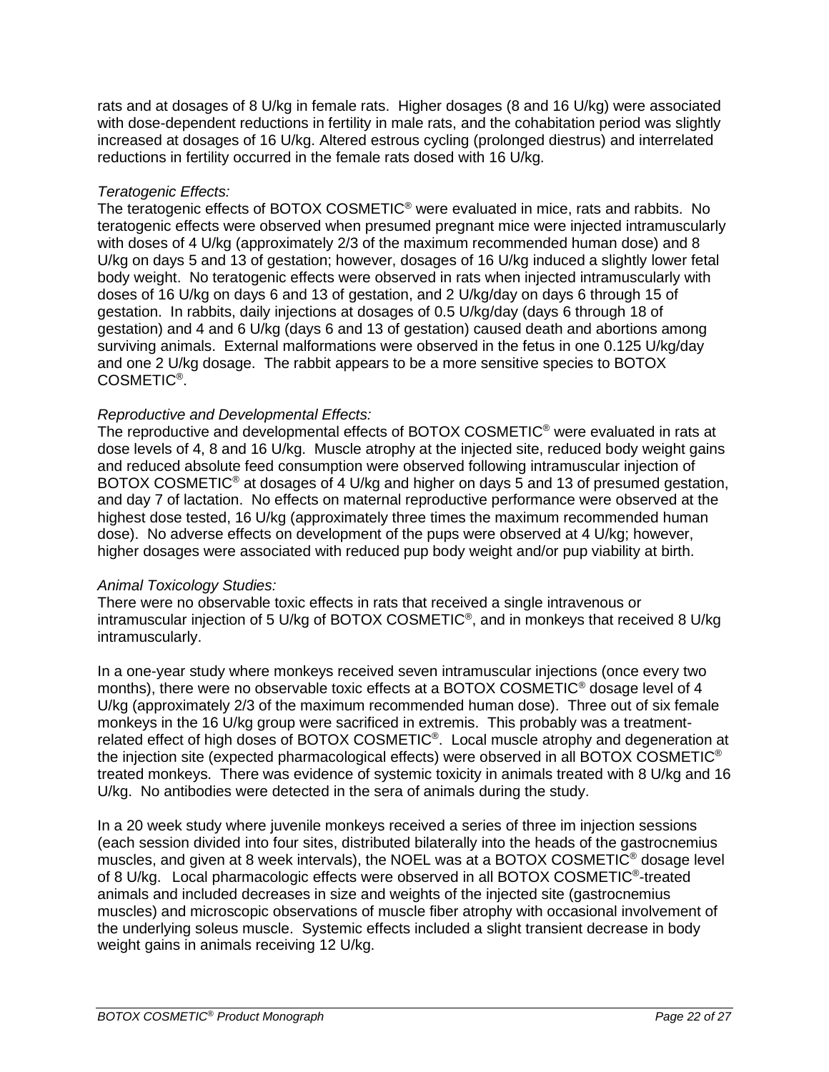rats and at dosages of 8 U/kg in female rats. Higher dosages (8 and 16 U/kg) were associated with dose-dependent reductions in fertility in male rats, and the cohabitation period was slightly increased at dosages of 16 U/kg. Altered estrous cycling (prolonged diestrus) and interrelated reductions in fertility occurred in the female rats dosed with 16 U/kg.

*Teratogenic Effects:*
The teratogenic effects of BOTOX COSMETIC® were evaluated in mice, rats and rabbits. No teratogenic effects were observed when presumed pregnant mice were injected intramuscularly with doses of 4 U/kg (approximately 2/3 of the maximum recommended human dose) and 8 U/kg on days 5 and 13 of gestation; however, dosages of 16 U/kg induced a slightly lower fetal body weight. No teratogenic effects were observed in rats when injected intramuscularly with doses of 16 U/kg on days 6 and 13 of gestation, and 2 U/kg/day on days 6 through 15 of gestation. In rabbits, daily injections at dosages of 0.5 U/kg/day (days 6 through 18 of gestation) and 4 and 6 U/kg (days 6 and 13 of gestation) caused death and abortions among surviving animals. External malformations were observed in the fetus in one 0.125 U/kg/day and one 2 U/kg dosage. The rabbit appears to be a more sensitive species to BOTOX COSMETIC®.

*Reproductive and Developmental Effects:*
The reproductive and developmental effects of BOTOX COSMETIC® were evaluated in rats at dose levels of 4, 8 and 16 U/kg. Muscle atrophy at the injected site, reduced body weight gains and reduced absolute feed consumption were observed following intramuscular injection of BOTOX COSMETIC® at dosages of 4 U/kg and higher on days 5 and 13 of presumed gestation, and day 7 of lactation. No effects on maternal reproductive performance were observed at the highest dose tested, 16 U/kg (approximately three times the maximum recommended human dose). No adverse effects on development of the pups were observed at 4 U/kg; however, higher dosages were associated with reduced pup body weight and/or pup viability at birth.

*Animal Toxicology Studies:*
There were no observable toxic effects in rats that received a single intravenous or intramuscular injection of 5 U/kg of BOTOX COSMETIC®, and in monkeys that received 8 U/kg intramuscularly.

In a one-year study where monkeys received seven intramuscular injections (once every two months), there were no observable toxic effects at a BOTOX COSMETIC® dosage level of 4 U/kg (approximately 2/3 of the maximum recommended human dose). Three out of six female monkeys in the 16 U/kg group were sacrificed in extremis. This probably was a treatment-related effect of high doses of BOTOX COSMETIC®. Local muscle atrophy and degeneration at the injection site (expected pharmacological effects) were observed in all BOTOX COSMETIC® treated monkeys. There was evidence of systemic toxicity in animals treated with 8 U/kg and 16 U/kg. No antibodies were detected in the sera of animals during the study.

In a 20 week study where juvenile monkeys received a series of three im injection sessions (each session divided into four sites, distributed bilaterally into the heads of the gastrocnemius muscles, and given at 8 week intervals), the NOEL was at a BOTOX COSMETIC® dosage level of 8 U/kg. Local pharmacologic effects were observed in all BOTOX COSMETIC®-treated animals and included decreases in size and weights of the injected site (gastrocnemius muscles) and microscopic observations of muscle fiber atrophy with occasional involvement of the underlying soleus muscle. Systemic effects included a slight transient decrease in body weight gains in animals receiving 12 U/kg.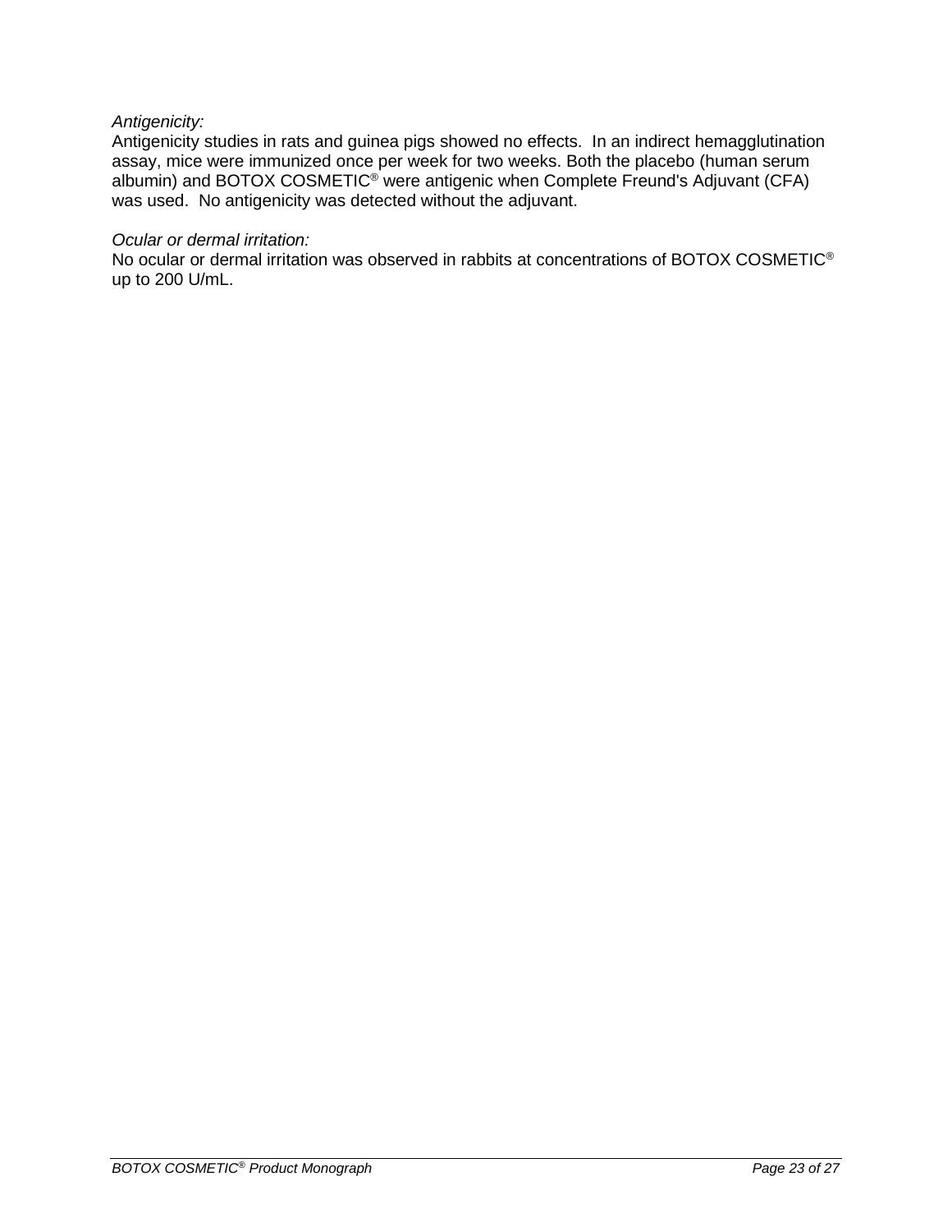*Antigenicity:*
Antigenicity studies in rats and guinea pigs showed no effects. In an indirect hemagglutination assay, mice were immunized once per week for two weeks. Both the placebo (human serum albumin) and BOTOX COSMETIC® were antigenic when Complete Freund's Adjuvant (CFA) was used. No antigenicity was detected without the adjuvant.

*Ocular or dermal irritation:*
No ocular or dermal irritation was observed in rabbits at concentrations of BOTOX COSMETIC® up to 200 U/mL.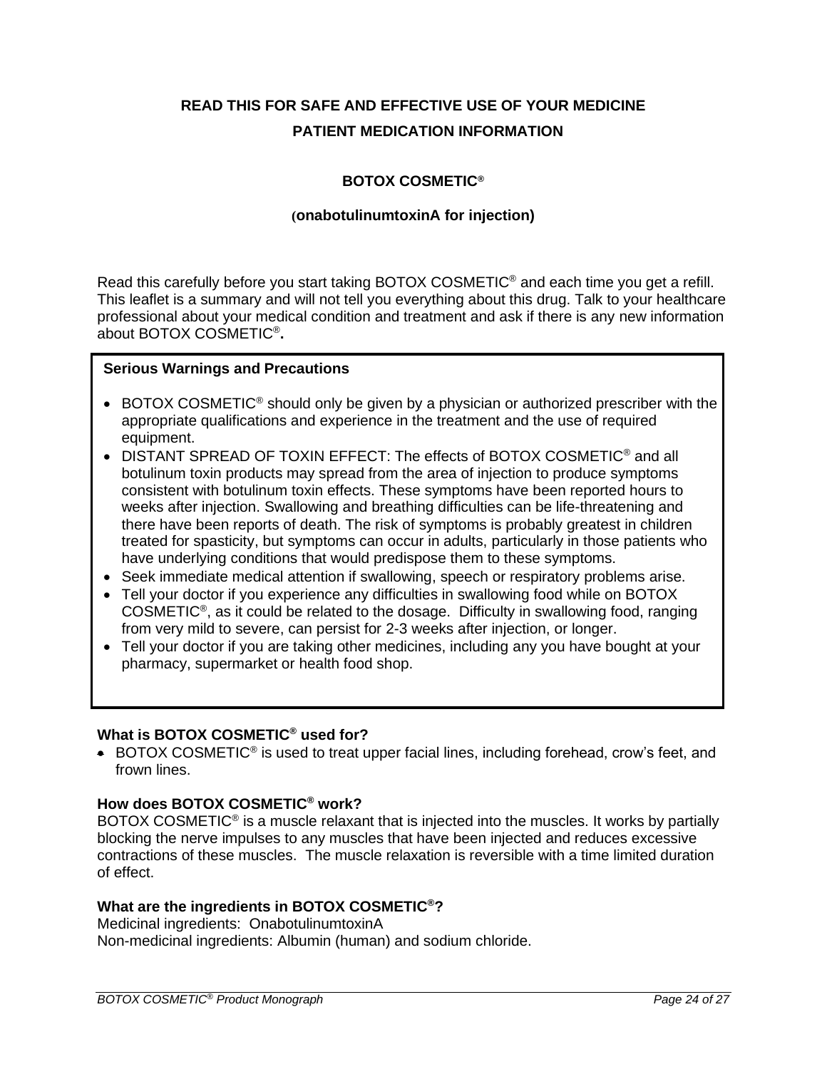**READ THIS FOR SAFE AND EFFECTIVE USE OF YOUR MEDICINE**

**PATIENT MEDICATION INFORMATION**

**BOTOX COSMETIC®**

**(onabotulinumtoxinA for injection)**

Read this carefully before you start taking BOTOX COSMETIC® and each time you get a refill. This leaflet is a summary and will not tell you everything about this drug. Talk to your healthcare professional about your medical condition and treatment and ask if there is any new information about BOTOX COSMETIC®.

| **Serious Warnings and Precautions** |
|---|
| • BOTOX COSMETIC® should only be given by a physician or authorized prescriber with the appropriate qualifications and experience in the treatment and the use of required equipment.<br>• DISTANT SPREAD OF TOXIN EFFECT: The effects of BOTOX COSMETIC® and all botulinum toxin products may spread from the area of injection to produce symptoms consistent with botulinum toxin effects. These symptoms have been reported hours to weeks after injection. Swallowing and breathing difficulties can be life-threatening and there have been reports of death. The risk of symptoms is probably greatest in children treated for spasticity, but symptoms can occur in adults, particularly in those patients who have underlying conditions that would predispose them to these symptoms.<br>• Seek immediate medical attention if swallowing, speech or respiratory problems arise.<br>• Tell your doctor if you experience any difficulties in swallowing food while on BOTOX COSMETIC®, as it could be related to the dosage. Difficulty in swallowing food, ranging from very mild to severe, can persist for 2-3 weeks after injection, or longer.<br>• Tell your doctor if you are taking other medicines, including any you have bought at your pharmacy, supermarket or health food shop. |

**What is BOTOX COSMETIC® used for?**

- BOTOX COSMETIC® is used to treat upper facial lines, including forehead, crow's feet, and frown lines.

**How does BOTOX COSMETIC® work?**

BOTOX COSMETIC® is a muscle relaxant that is injected into the muscles. It works by partially blocking the nerve impulses to any muscles that have been injected and reduces excessive contractions of these muscles. The muscle relaxation is reversible with a time limited duration of effect.

**What are the ingredients in BOTOX COSMETIC®?**

Medicinal ingredients: OnabotulinumtoxinA

Non-medicinal ingredients: Albumin (human) and sodium chloride.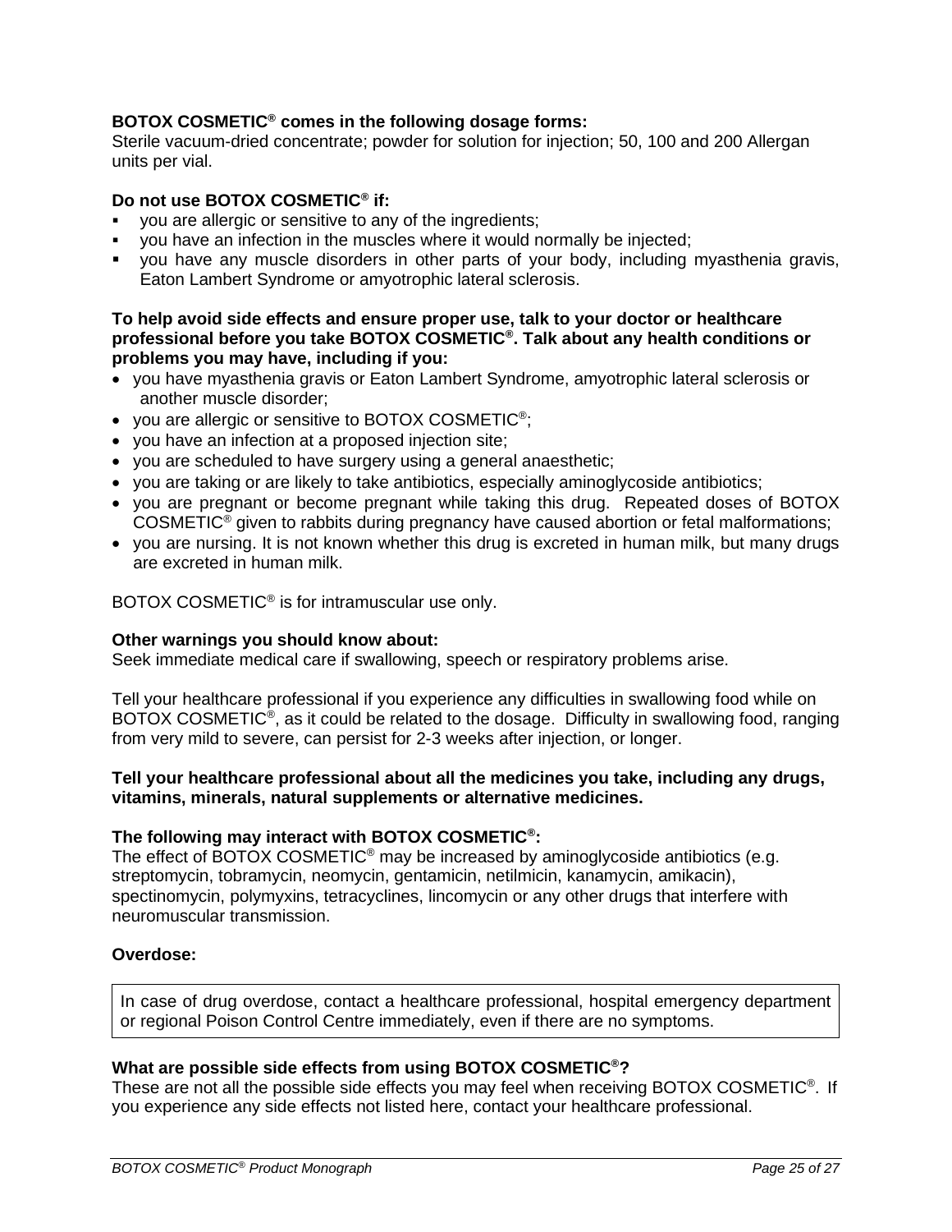**BOTOX COSMETIC® comes in the following dosage forms:**
Sterile vacuum-dried concentrate; powder for solution for injection; 50, 100 and 200 Allergan units per vial.

**Do not use BOTOX COSMETIC® if:**

- you are allergic or sensitive to any of the ingredients;
- you have an infection in the muscles where it would normally be injected;
- you have any muscle disorders in other parts of your body, including myasthenia gravis, Eaton Lambert Syndrome or amyotrophic lateral sclerosis.

**To help avoid side effects and ensure proper use, talk to your doctor or healthcare professional before you take BOTOX COSMETIC®. Talk about any health conditions or problems you may have, including if you:**

- you have myasthenia gravis or Eaton Lambert Syndrome, amyotrophic lateral sclerosis or another muscle disorder;
- you are allergic or sensitive to BOTOX COSMETIC®;
- you have an infection at a proposed injection site;
- you are scheduled to have surgery using a general anaesthetic;
- you are taking or are likely to take antibiotics, especially aminoglycoside antibiotics;
- you are pregnant or become pregnant while taking this drug. Repeated doses of BOTOX COSMETIC® given to rabbits during pregnancy have caused abortion or fetal malformations;
- you are nursing. It is not known whether this drug is excreted in human milk, but many drugs are excreted in human milk.

BOTOX COSMETIC® is for intramuscular use only.

**Other warnings you should know about:**
Seek immediate medical care if swallowing, speech or respiratory problems arise.

Tell your healthcare professional if you experience any difficulties in swallowing food while on BOTOX COSMETIC®, as it could be related to the dosage. Difficulty in swallowing food, ranging from very mild to severe, can persist for 2-3 weeks after injection, or longer.

**Tell your healthcare professional about all the medicines you take, including any drugs, vitamins, minerals, natural supplements or alternative medicines.**

**The following may interact with BOTOX COSMETIC®:**
The effect of BOTOX COSMETIC® may be increased by aminoglycoside antibiotics (e.g. streptomycin, tobramycin, neomycin, gentamicin, netilmicin, kanamycin, amikacin), spectinomycin, polymyxins, tetracyclines, lincomycin or any other drugs that interfere with neuromuscular transmission.

**Overdose:**

| In case of drug overdose, contact a healthcare professional, hospital emergency department or regional Poison Control Centre immediately, even if there are no symptoms. |
| --- |

**What are possible side effects from using BOTOX COSMETIC®?**
These are not all the possible side effects you may feel when receiving BOTOX COSMETIC®. If you experience any side effects not listed here, contact your healthcare professional.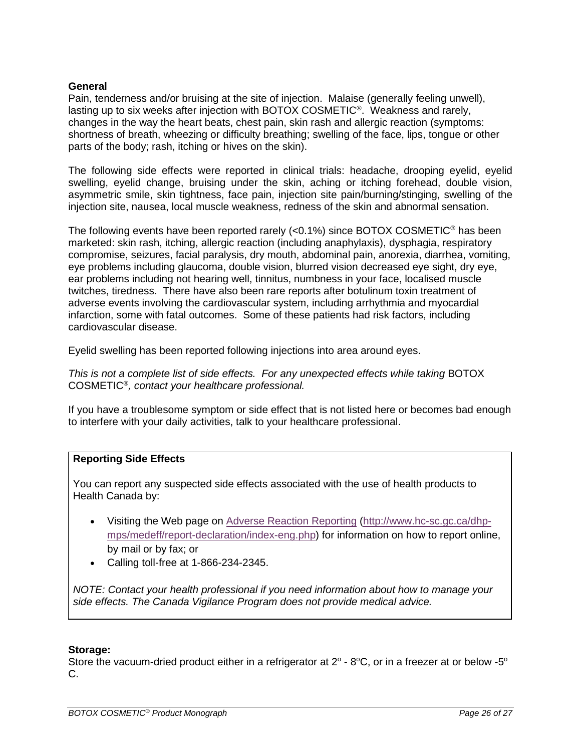**General**

Pain, tenderness and/or bruising at the site of injection. Malaise (generally feeling unwell), lasting up to six weeks after injection with BOTOX COSMETIC®. Weakness and rarely, changes in the way the heart beats, chest pain, skin rash and allergic reaction (symptoms: shortness of breath, wheezing or difficulty breathing; swelling of the face, lips, tongue or other parts of the body; rash, itching or hives on the skin).

The following side effects were reported in clinical trials: headache, drooping eyelid, eyelid swelling, eyelid change, bruising under the skin, aching or itching forehead, double vision, asymmetric smile, skin tightness, face pain, injection site pain/burning/stinging, swelling of the injection site, nausea, local muscle weakness, redness of the skin and abnormal sensation.

The following events have been reported rarely (<0.1%) since BOTOX COSMETIC® has been marketed: skin rash, itching, allergic reaction (including anaphylaxis), dysphagia, respiratory compromise, seizures, facial paralysis, dry mouth, abdominal pain, anorexia, diarrhea, vomiting, eye problems including glaucoma, double vision, blurred vision decreased eye sight, dry eye, ear problems including not hearing well, tinnitus, numbness in your face, localised muscle twitches, tiredness. There have also been rare reports after botulinum toxin treatment of adverse events involving the cardiovascular system, including arrhythmia and myocardial infarction, some with fatal outcomes. Some of these patients had risk factors, including cardiovascular disease.

Eyelid swelling has been reported following injections into area around eyes.

*This is not a complete list of side effects. For any unexpected effects while taking* BOTOX COSMETIC®*, contact your healthcare professional.*

If you have a troublesome symptom or side effect that is not listed here or becomes bad enough to interfere with your daily activities, talk to your healthcare professional.

**Reporting Side Effects**

You can report any suspected side effects associated with the use of health products to Health Canada by:

- Visiting the Web page on Adverse Reaction Reporting (http://www.hc-sc.gc.ca/dhp-mps/medeff/report-declaration/index-eng.php) for information on how to report online, by mail or by fax; or
- Calling toll-free at 1-866-234-2345.

*NOTE: Contact your health professional if you need information about how to manage your side effects. The Canada Vigilance Program does not provide medical advice.*

**Storage:**

Store the vacuum-dried product either in a refrigerator at 2° - 8°C, or in a freezer at or below -5° C.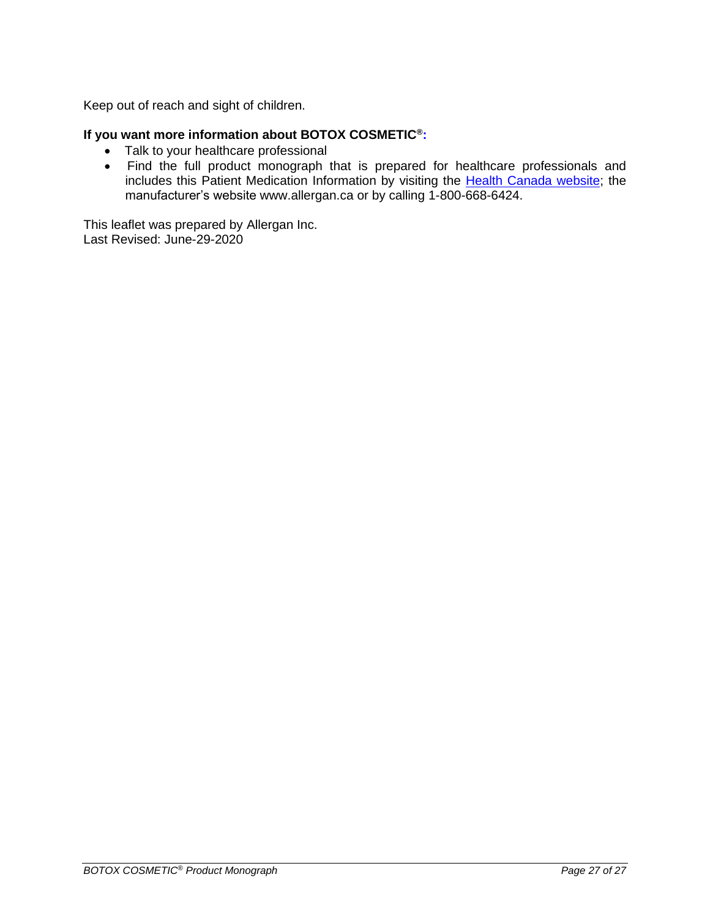Keep out of reach and sight of children.

**If you want more information about BOTOX COSMETIC®:**

- Talk to your healthcare professional
- Find the full product monograph that is prepared for healthcare professionals and includes this Patient Medication Information by visiting the Health Canada website; the manufacturer's website www.allergan.ca or by calling 1-800-668-6424.

This leaflet was prepared by Allergan Inc.
Last Revised: June-29-2020